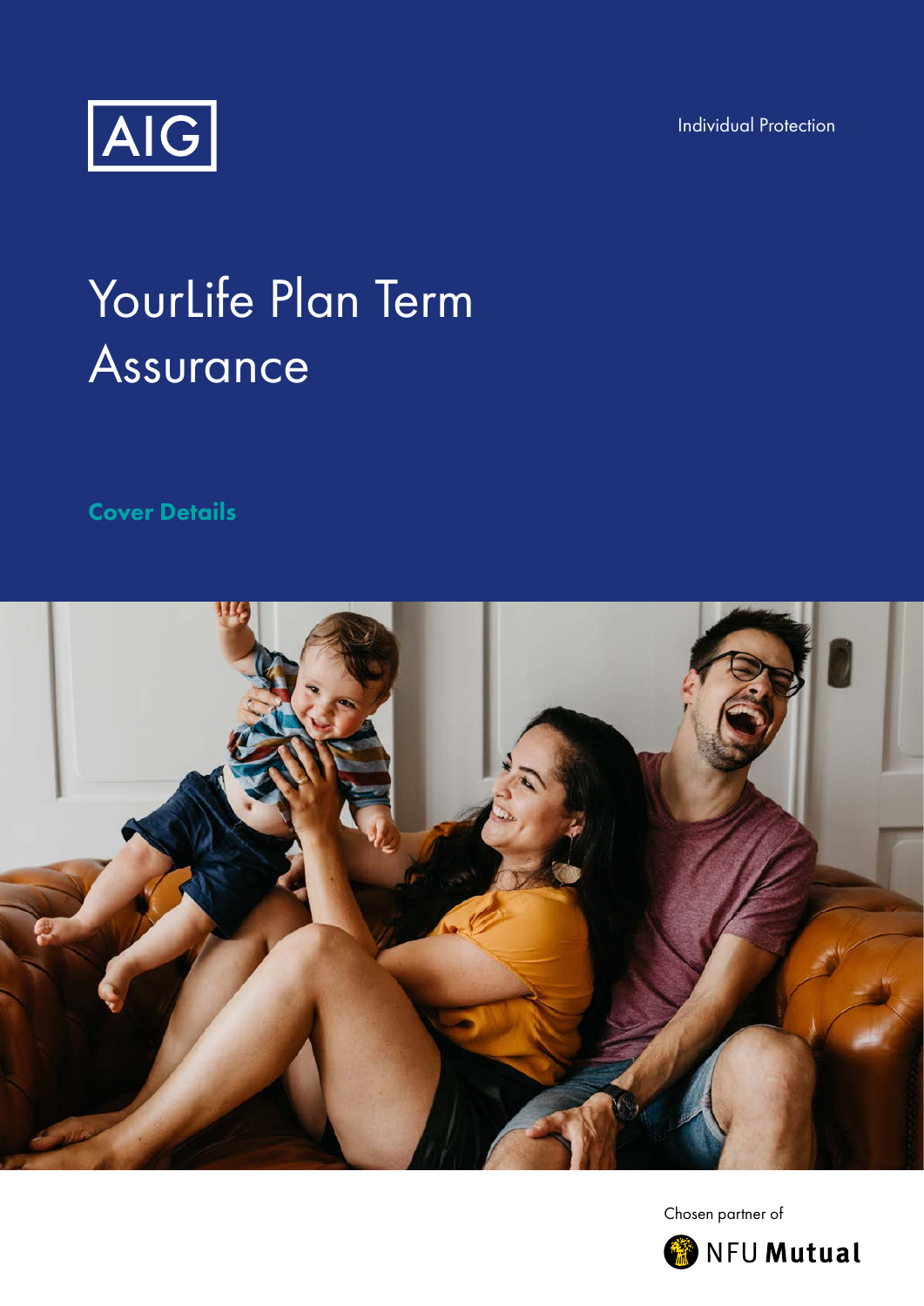AIG

Individual Protection

# YourLife Plan Term Assurance

## Cover Details

Chosen partner of

NFU Mutual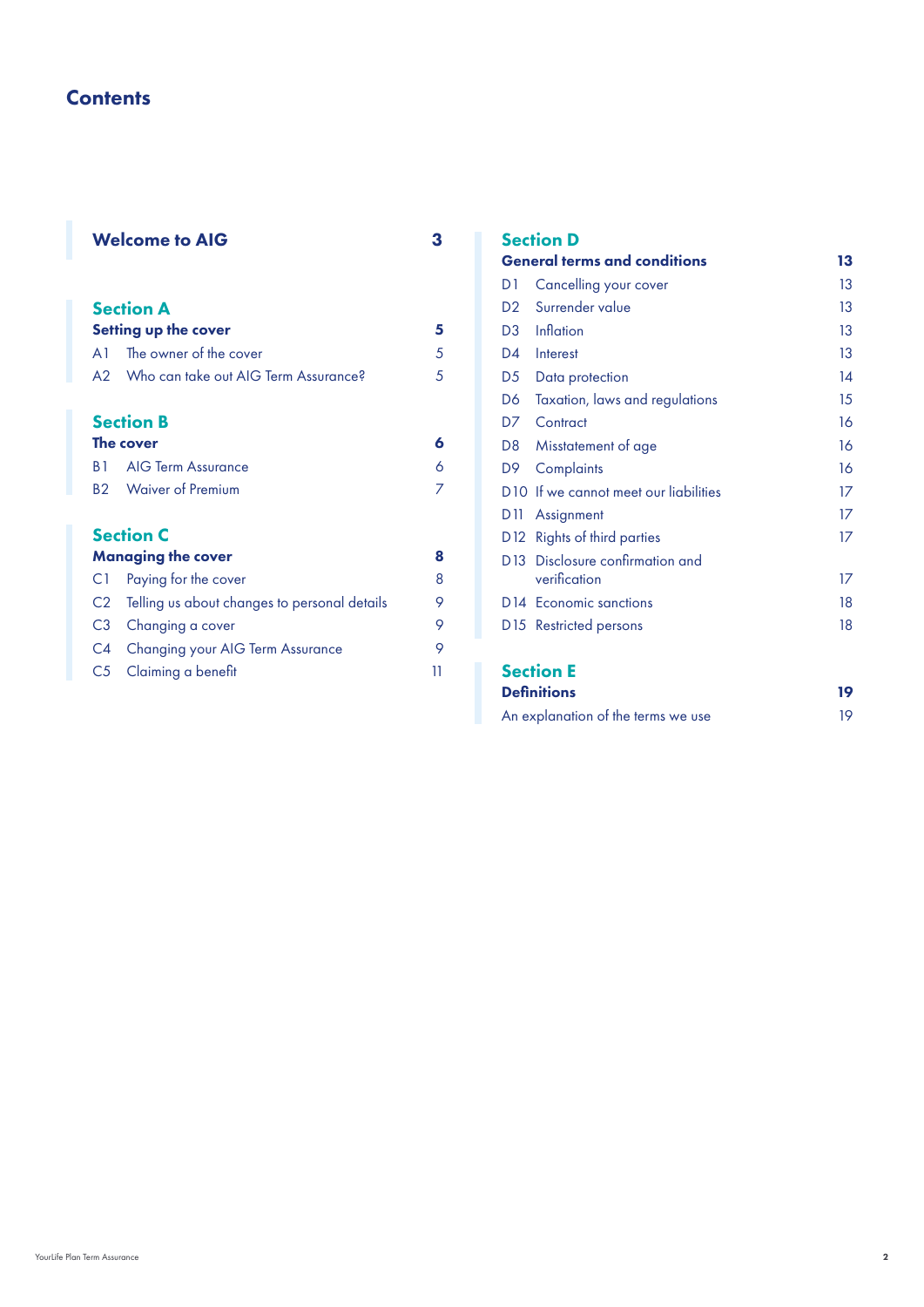# Contents

| | | |
|---|---|---|
| **Welcome to AIG** | | **3** |
| **Section A** | | |
| **Setting up the cover** | | **5** |
| A1 | The owner of the cover | 5 |
| A2 | Who can take out AIG Term Assurance? | 5 |
| **Section B** | | |
| **The cover** | | **6** |
| B1 | AIG Term Assurance | 6 |
| B2 | Waiver of Premium | 7 |
| **Section C** | | |
| **Managing the cover** | | **8** |
| C1 | Paying for the cover | 8 |
| C2 | Telling us about changes to personal details | 9 |
| C3 | Changing a cover | 9 |
| C4 | Changing your AIG Term Assurance | 9 |
| C5 | Claiming a benefit | 11 |
| **Section D** | | |
| **General terms and conditions** | | **13** |
| D1 | Cancelling your cover | 13 |
| D2 | Surrender value | 13 |
| D3 | Inflation | 13 |
| D4 | Interest | 13 |
| D5 | Data protection | 14 |
| D6 | Taxation, laws and regulations | 15 |
| D7 | Contract | 16 |
| D8 | Misstatement of age | 16 |
| D9 | Complaints | 16 |
| D10 | If we cannot meet our liabilities | 17 |
| D11 | Assignment | 17 |
| D12 | Rights of third parties | 17 |
| D13 | Disclosure confirmation and verification | 17 |
| D14 | Economic sanctions | 18 |
| D15 | Restricted persons | 18 |
| **Section E** | | |
| **Definitions** | | **19** |
| An explanation of the terms we use | | 19 |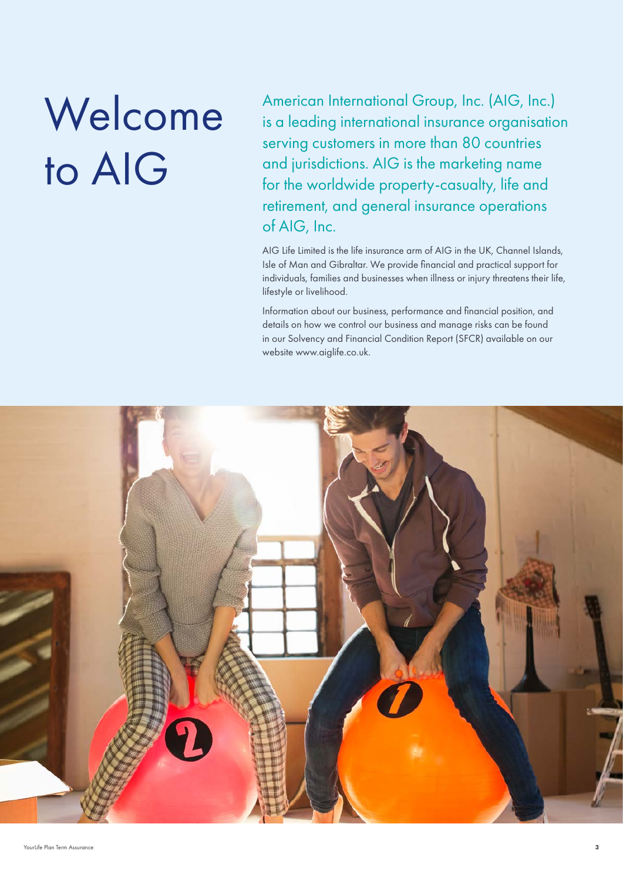# Welcome to AIG

American International Group, Inc. (AIG, Inc.) is a leading international insurance organisation serving customers in more than 80 countries and jurisdictions. AIG is the marketing name for the worldwide property-casualty, life and retirement, and general insurance operations of AIG, Inc.

AIG Life Limited is the life insurance arm of AIG in the UK, Channel Islands, Isle of Man and Gibraltar. We provide financial and practical support for individuals, families and businesses when illness or injury threatens their life, lifestyle or livelihood.

Information about our business, performance and financial position, and details on how we control our business and manage risks can be found in our Solvency and Financial Condition Report (SFCR) available on our website www.aiglife.co.uk.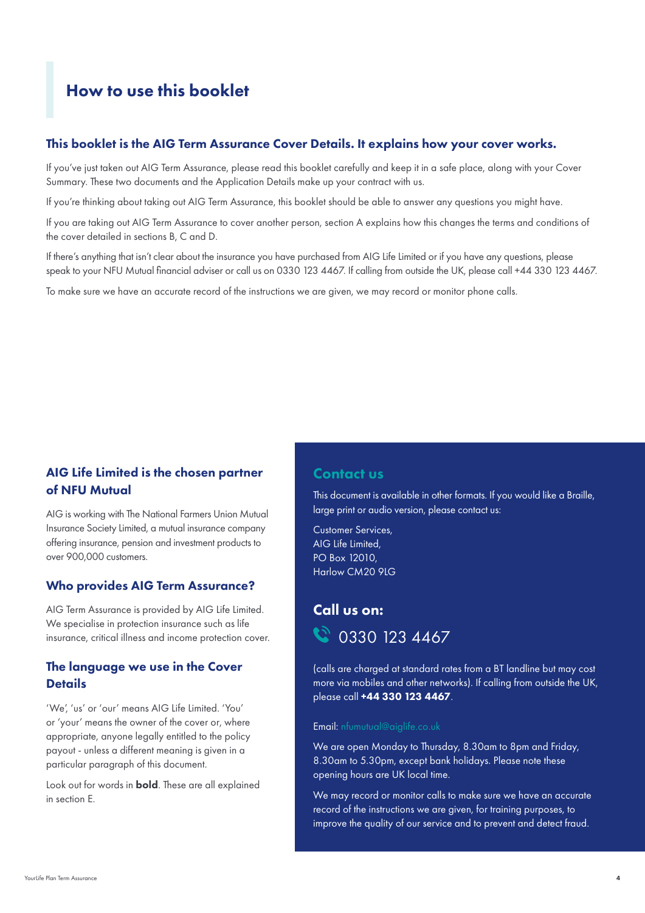# How to use this booklet

## This booklet is the AIG Term Assurance Cover Details. It explains how your cover works.

If you've just taken out AIG Term Assurance, please read this booklet carefully and keep it in a safe place, along with your Cover Summary. These two documents and the Application Details make up your contract with us.

If you're thinking about taking out AIG Term Assurance, this booklet should be able to answer any questions you might have.

If you are taking out AIG Term Assurance to cover another person, section A explains how this changes the terms and conditions of the cover detailed in sections B, C and D.

If there's anything that isn't clear about the insurance you have purchased from AIG Life Limited or if you have any questions, please speak to your NFU Mutual financial adviser or call us on 0330 123 4467. If calling from outside the UK, please call +44 330 123 4467.

To make sure we have an accurate record of the instructions we are given, we may record or monitor phone calls.

## AIG Life Limited is the chosen partner of NFU Mutual

AIG is working with The National Farmers Union Mutual Insurance Society Limited, a mutual insurance company offering insurance, pension and investment products to over 900,000 customers.

## Who provides AIG Term Assurance?

AIG Term Assurance is provided by AIG Life Limited. We specialise in protection insurance such as life insurance, critical illness and income protection cover.

## The language we use in the Cover Details

'We', 'us' or 'our' means AIG Life Limited. 'You' or 'your' means the owner of the cover or, where appropriate, anyone legally entitled to the policy payout - unless a different meaning is given in a particular paragraph of this document.

Look out for words in **bold**. These are all explained in section E.

## Contact us

This document is available in other formats. If you would like a Braille, large print or audio version, please contact us:

Customer Services,
AIG Life Limited,
PO Box 12010,
Harlow CM20 9LG

## Call us on:

0330 123 4467

(calls are charged at standard rates from a BT landline but may cost more via mobiles and other networks). If calling from outside the UK, please call **+44 330 123 4467**.

Email: nfumutual@aiglife.co.uk

We are open Monday to Thursday, 8.30am to 8pm and Friday, 8.30am to 5.30pm, except bank holidays. Please note these opening hours are UK local time.

We may record or monitor calls to make sure we have an accurate record of the instructions we are given, for training purposes, to improve the quality of our service and to prevent and detect fraud.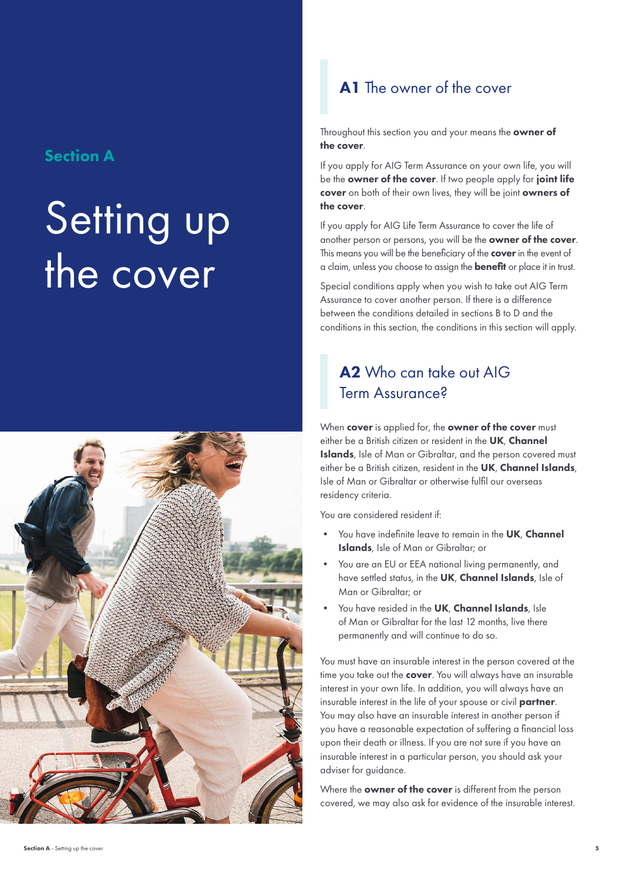Section A

# Setting up the cover

## A1 The owner of the cover

Throughout this section you and your means the **owner of the cover**.

If you apply for AIG Term Assurance on your own life, you will be the **owner of the cover**. If two people apply for **joint life cover** on both of their own lives, they will be joint **owners of the cover**.

If you apply for AIG Life Term Assurance to cover the life of another person or persons, you will be the **owner of the cover**. This means you will be the beneficiary of the **cover** in the event of a claim, unless you choose to assign the **benefit** or place it in trust.

Special conditions apply when you wish to take out AIG Term Assurance to cover another person. If there is a difference between the conditions detailed in sections B to D and the conditions in this section, the conditions in this section will apply.

## A2 Who can take out AIG Term Assurance?

When **cover** is applied for, the **owner of the cover** must either be a British citizen or resident in the **UK**, **Channel Islands**, Isle of Man or Gibraltar, and the person covered must either be a British citizen, resident in the **UK**, **Channel Islands**, Isle of Man or Gibraltar or otherwise fulfil our overseas residency criteria.

You are considered resident if:

- You have indefinite leave to remain in the **UK**, **Channel Islands**, Isle of Man or Gibraltar; or
- You are an EU or EEA national living permanently, and have settled status, in the **UK**, **Channel Islands**, Isle of Man or Gibraltar; or
- You have resided in the **UK**, **Channel Islands**, Isle of Man or Gibraltar for the last 12 months, live there permanently and will continue to do so.

You must have an insurable interest in the person covered at the time you take out the **cover**. You will always have an insurable interest in your own life. In addition, you will always have an insurable interest in the life of your spouse or civil **partner**. You may also have an insurable interest in another person if you have a reasonable expectation of suffering a financial loss upon their death or illness. If you are not sure if you have an insurable interest in a particular person, you should ask your adviser for guidance.

Where the **owner of the cover** is different from the person covered, we may also ask for evidence of the insurable interest.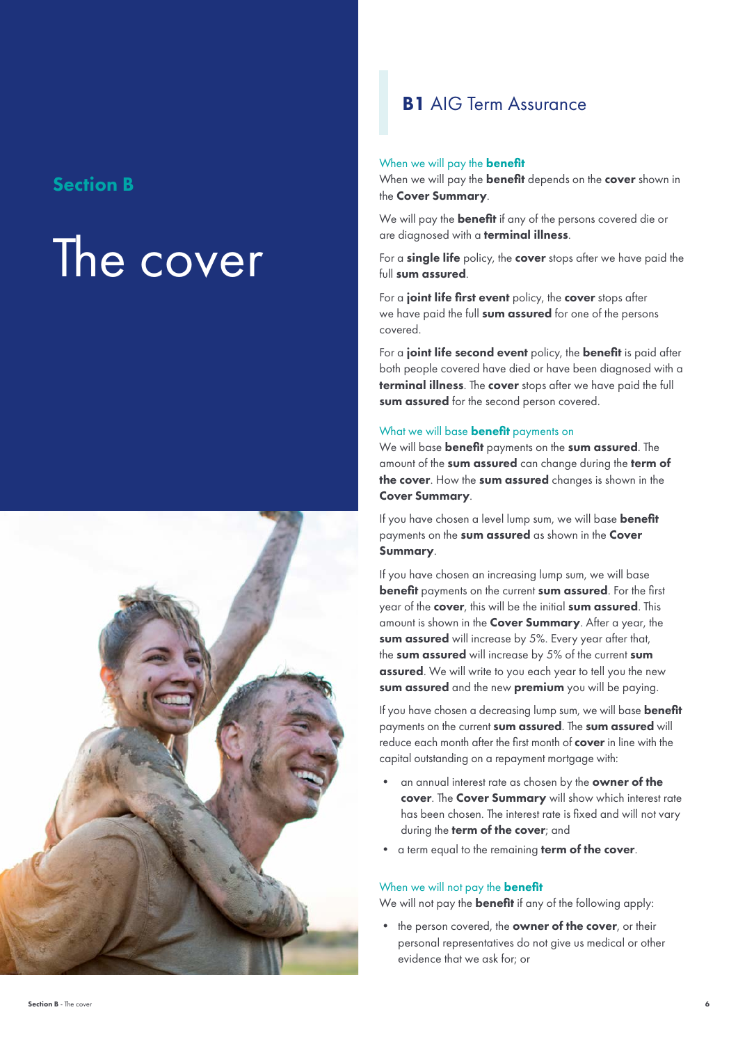## Section B

# The cover

## B1 AIG Term Assurance

### When we will pay the **benefit**

When we will pay the **benefit** depends on the **cover** shown in the **Cover Summary**.

We will pay the **benefit** if any of the persons covered die or are diagnosed with a **terminal illness**.

For a **single life** policy, the **cover** stops after we have paid the full **sum assured**.

For a **joint life first event** policy, the **cover** stops after we have paid the full **sum assured** for one of the persons covered.

For a **joint life second event** policy, the **benefit** is paid after both people covered have died or have been diagnosed with a **terminal illness**. The **cover** stops after we have paid the full **sum assured** for the second person covered.

### What we will base **benefit** payments on

We will base **benefit** payments on the **sum assured**. The amount of the **sum assured** can change during the **term of the cover**. How the **sum assured** changes is shown in the **Cover Summary**.

If you have chosen a level lump sum, we will base **benefit** payments on the **sum assured** as shown in the **Cover Summary**.

If you have chosen an increasing lump sum, we will base **benefit** payments on the current **sum assured**. For the first year of the **cover**, this will be the initial **sum assured**. This amount is shown in the **Cover Summary**. After a year, the **sum assured** will increase by 5%. Every year after that, the **sum assured** will increase by 5% of the current **sum assured**. We will write to you each year to tell you the new **sum assured** and the new **premium** you will be paying.

If you have chosen a decreasing lump sum, we will base **benefit** payments on the current **sum assured**. The **sum assured** will reduce each month after the first month of **cover** in line with the capital outstanding on a repayment mortgage with:

- an annual interest rate as chosen by the **owner of the cover**. The **Cover Summary** will show which interest rate has been chosen. The interest rate is fixed and will not vary during the **term of the cover**; and
- a term equal to the remaining **term of the cover**.

### When we will not pay the **benefit**

We will not pay the **benefit** if any of the following apply:

- the person covered, the **owner of the cover**, or their personal representatives do not give us medical or other evidence that we ask for; or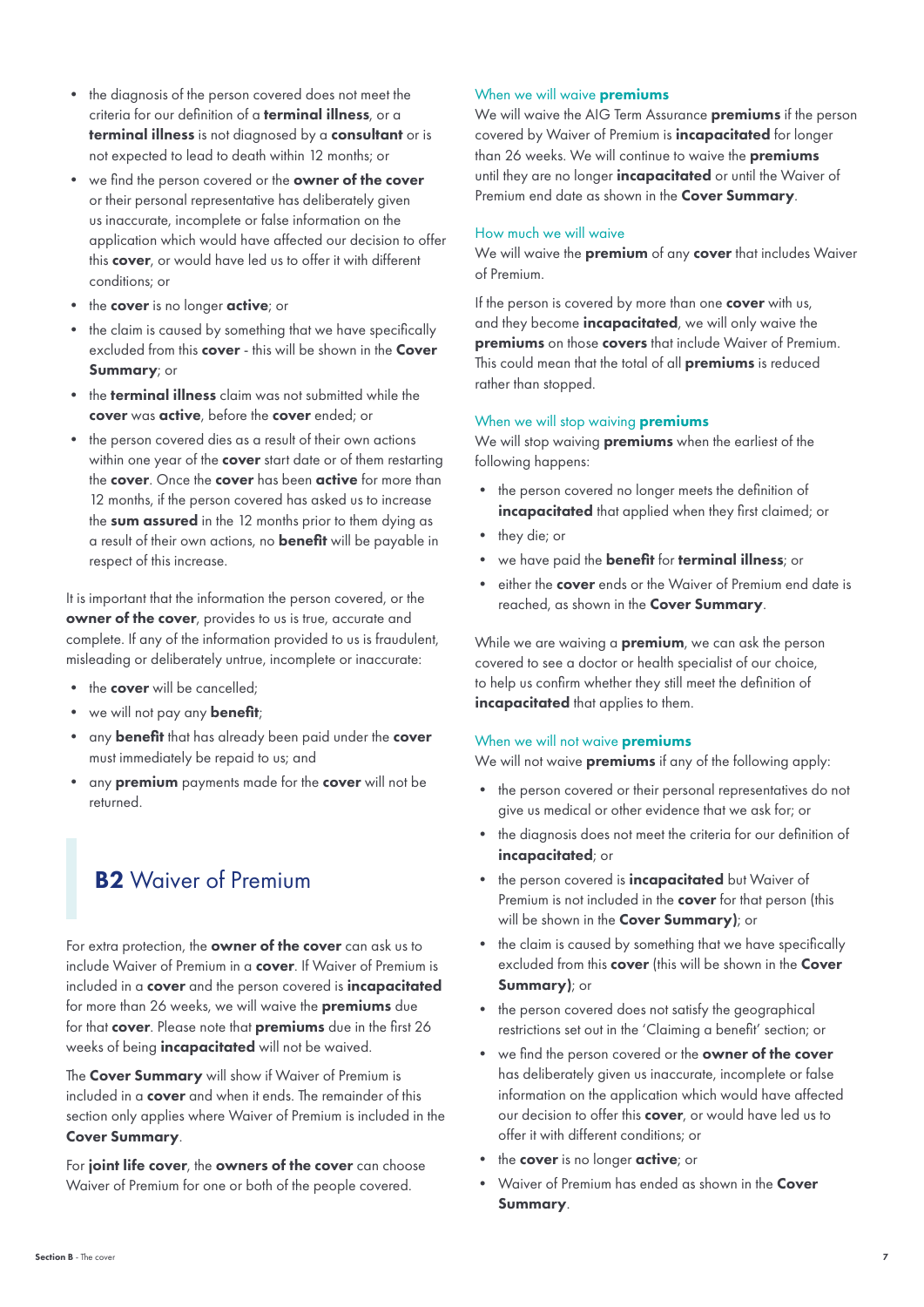- the diagnosis of the person covered does not meet the criteria for our definition of a **terminal illness**, or a **terminal illness** is not diagnosed by a **consultant** or is not expected to lead to death within 12 months; or
- we find the person covered or the **owner of the cover** or their personal representative has deliberately given us inaccurate, incomplete or false information on the application which would have affected our decision to offer this **cover**, or would have led us to offer it with different conditions; or
- the **cover** is no longer **active**; or
- the claim is caused by something that we have specifically excluded from this **cover** - this will be shown in the **Cover Summary**; or
- the **terminal illness** claim was not submitted while the **cover** was **active**, before the **cover** ended; or
- the person covered dies as a result of their own actions within one year of the **cover** start date or of them restarting the **cover**. Once the **cover** has been **active** for more than 12 months, if the person covered has asked us to increase the **sum assured** in the 12 months prior to them dying as a result of their own actions, no **benefit** will be payable in respect of this increase.

It is important that the information the person covered, or the **owner of the cover**, provides to us is true, accurate and complete. If any of the information provided to us is fraudulent, misleading or deliberately untrue, incomplete or inaccurate:

- the **cover** will be cancelled;
- we will not pay any **benefit**;
- any **benefit** that has already been paid under the **cover** must immediately be repaid to us; and
- any **premium** payments made for the **cover** will not be returned.

## B2 Waiver of Premium

For extra protection, the **owner of the cover** can ask us to include Waiver of Premium in a **cover**. If Waiver of Premium is included in a **cover** and the person covered is **incapacitated** for more than 26 weeks, we will waive the **premiums** due for that **cover**. Please note that **premiums** due in the first 26 weeks of being **incapacitated** will not be waived.

The **Cover Summary** will show if Waiver of Premium is included in a **cover** and when it ends. The remainder of this section only applies where Waiver of Premium is included in the **Cover Summary**.

For **joint life cover**, the **owners of the cover** can choose Waiver of Premium for one or both of the people covered.

### When we will waive premiums

We will waive the AIG Term Assurance **premiums** if the person covered by Waiver of Premium is **incapacitated** for longer than 26 weeks. We will continue to waive the **premiums** until they are no longer **incapacitated** or until the Waiver of Premium end date as shown in the **Cover Summary**.

### How much we will waive

We will waive the **premium** of any **cover** that includes Waiver of Premium.

If the person is covered by more than one **cover** with us, and they become **incapacitated**, we will only waive the **premiums** on those **covers** that include Waiver of Premium. This could mean that the total of all **premiums** is reduced rather than stopped.

### When we will stop waiving premiums

We will stop waiving **premiums** when the earliest of the following happens:

- the person covered no longer meets the definition of **incapacitated** that applied when they first claimed; or
- they die; or
- we have paid the **benefit** for **terminal illness**; or
- either the **cover** ends or the Waiver of Premium end date is reached, as shown in the **Cover Summary**.

While we are waiving a **premium**, we can ask the person covered to see a doctor or health specialist of our choice, to help us confirm whether they still meet the definition of **incapacitated** that applies to them.

### When we will not waive premiums

We will not waive **premiums** if any of the following apply:

- the person covered or their personal representatives do not give us medical or other evidence that we ask for; or
- the diagnosis does not meet the criteria for our definition of **incapacitated**; or
- the person covered is **incapacitated** but Waiver of Premium is not included in the **cover** for that person (this will be shown in the **Cover Summary)**; or
- the claim is caused by something that we have specifically excluded from this **cover** (this will be shown in the **Cover Summary)**; or
- the person covered does not satisfy the geographical restrictions set out in the 'Claiming a benefit' section; or
- we find the person covered or the **owner of the cover** has deliberately given us inaccurate, incomplete or false information on the application which would have affected our decision to offer this **cover**, or would have led us to offer it with different conditions; or
- the **cover** is no longer **active**; or
- Waiver of Premium has ended as shown in the **Cover Summary**.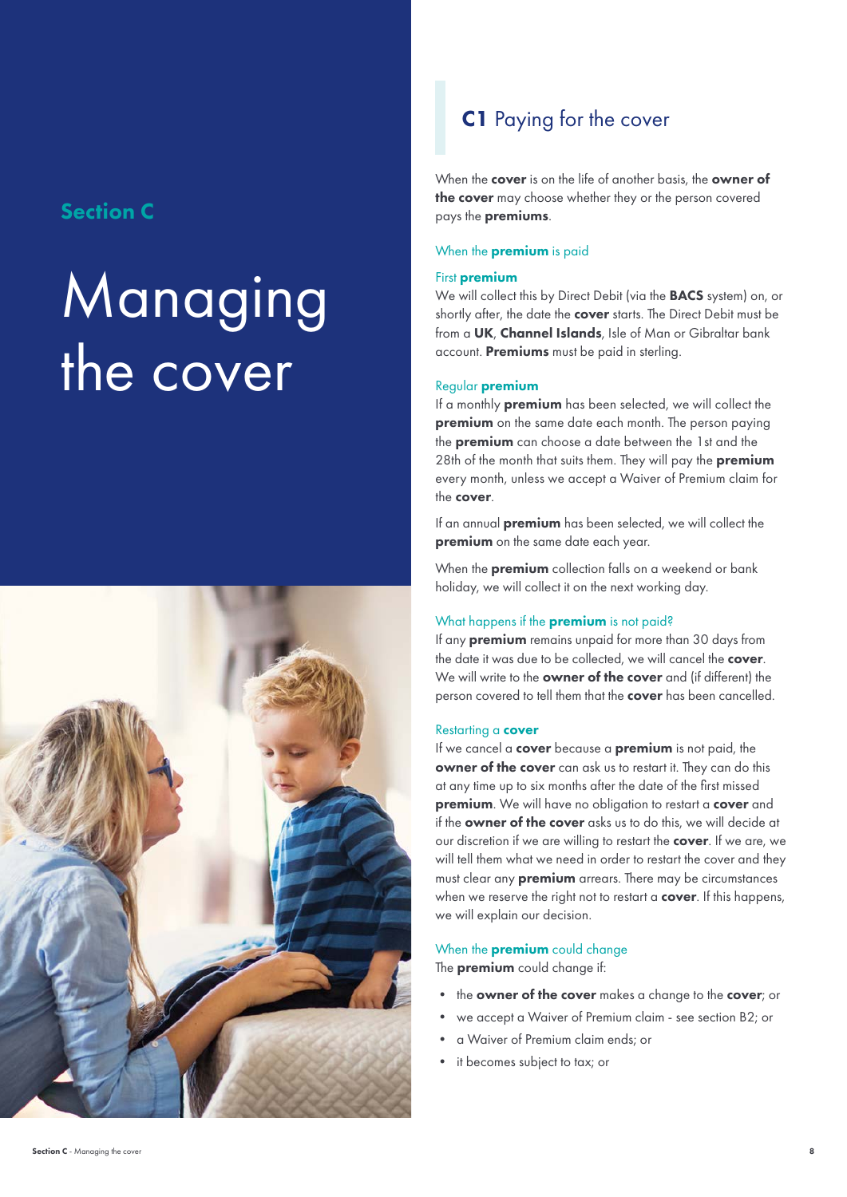## Section C

# Managing the cover

## C1 Paying for the cover

When the **cover** is on the life of another basis, the **owner of the cover** may choose whether they or the person covered pays the **premiums**.

### When the **premium** is paid

#### First **premium**

We will collect this by Direct Debit (via the **BACS** system) on, or shortly after, the date the **cover** starts. The Direct Debit must be from a **UK**, **Channel Islands**, Isle of Man or Gibraltar bank account. **Premiums** must be paid in sterling.

#### Regular **premium**

If a monthly **premium** has been selected, we will collect the **premium** on the same date each month. The person paying the **premium** can choose a date between the 1st and the 28th of the month that suits them. They will pay the **premium** every month, unless we accept a Waiver of Premium claim for the **cover**.

If an annual **premium** has been selected, we will collect the **premium** on the same date each year.

When the **premium** collection falls on a weekend or bank holiday, we will collect it on the next working day.

### What happens if the **premium** is not paid?

If any **premium** remains unpaid for more than 30 days from the date it was due to be collected, we will cancel the **cover**. We will write to the **owner of the cover** and (if different) the person covered to tell them that the **cover** has been cancelled.

#### Restarting a **cover**

If we cancel a **cover** because a **premium** is not paid, the **owner of the cover** can ask us to restart it. They can do this at any time up to six months after the date of the first missed **premium**. We will have no obligation to restart a **cover** and if the **owner of the cover** asks us to do this, we will decide at our discretion if we are willing to restart the **cover**. If we are, we will tell them what we need in order to restart the cover and they must clear any **premium** arrears. There may be circumstances when we reserve the right not to restart a **cover**. If this happens, we will explain our decision.

### When the **premium** could change

The **premium** could change if:

- the **owner of the cover** makes a change to the **cover**; or
- we accept a Waiver of Premium claim - see section B2; or
- a Waiver of Premium claim ends; or
- it becomes subject to tax; or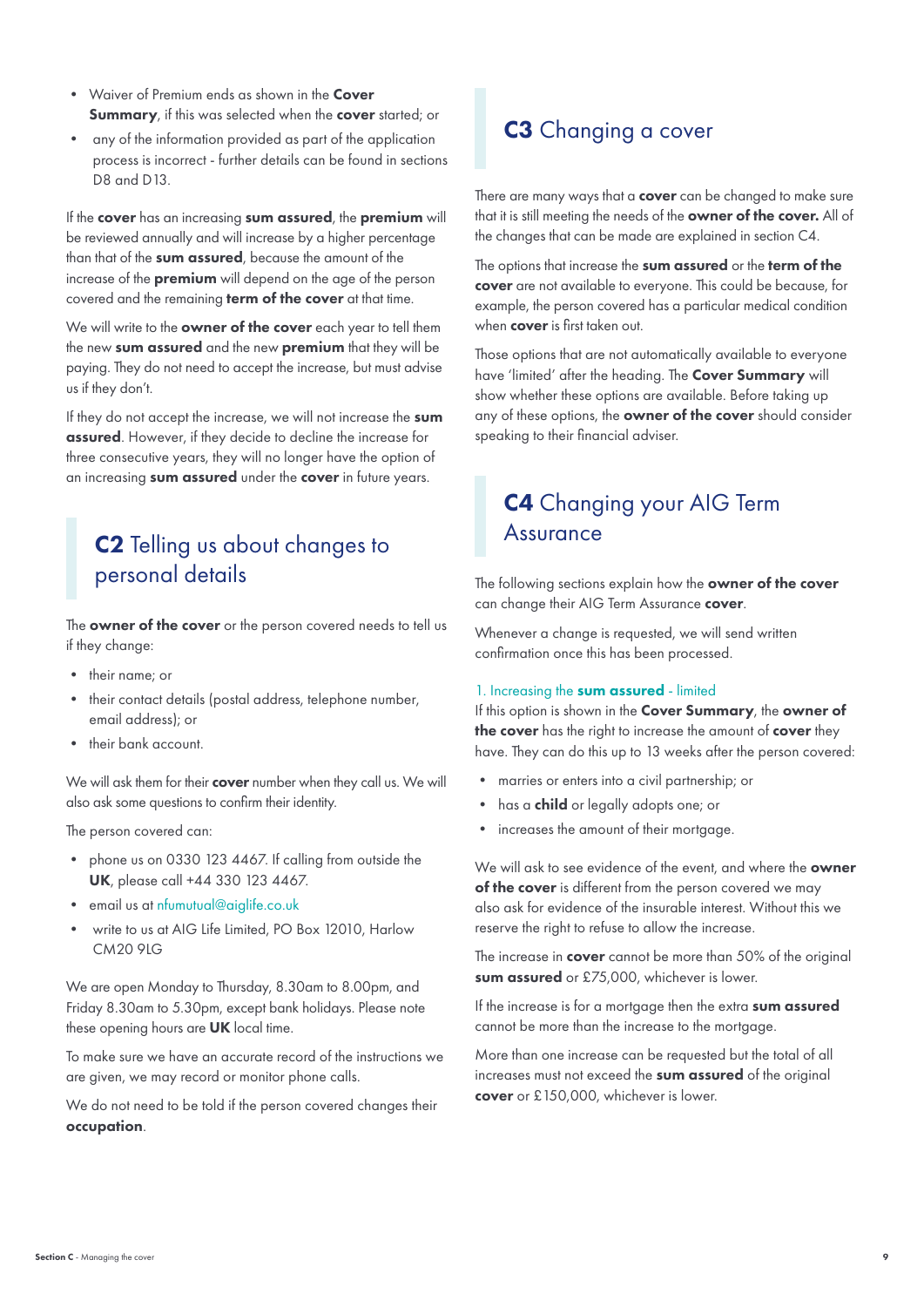- Waiver of Premium ends as shown in the **Cover Summary**, if this was selected when the **cover** started; or
- any of the information provided as part of the application process is incorrect - further details can be found in sections D8 and D13.

If the **cover** has an increasing **sum assured**, the **premium** will be reviewed annually and will increase by a higher percentage than that of the **sum assured**, because the amount of the increase of the **premium** will depend on the age of the person covered and the remaining **term of the cover** at that time.

We will write to the **owner of the cover** each year to tell them the new **sum assured** and the new **premium** that they will be paying. They do not need to accept the increase, but must advise us if they don't.

If they do not accept the increase, we will not increase the **sum assured**. However, if they decide to decline the increase for three consecutive years, they will no longer have the option of an increasing **sum assured** under the **cover** in future years.

## **C2** Telling us about changes to personal details

The **owner of the cover** or the person covered needs to tell us if they change:

- their name; or
- their contact details (postal address, telephone number, email address); or
- their bank account.

We will ask them for their **cover** number when they call us. We will also ask some questions to confirm their identity.

The person covered can:

- phone us on 0330 123 4467. If calling from outside the **UK**, please call +44 330 123 4467.
- email us at nfumutual@aiglife.co.uk
- write to us at AIG Life Limited, PO Box 12010, Harlow CM20 9LG

We are open Monday to Thursday, 8.30am to 8.00pm, and Friday 8.30am to 5.30pm, except bank holidays. Please note these opening hours are **UK** local time.

To make sure we have an accurate record of the instructions we are given, we may record or monitor phone calls.

We do not need to be told if the person covered changes their **occupation**.

## **C3** Changing a cover

There are many ways that a **cover** can be changed to make sure that it is still meeting the needs of the **owner of the cover.** All of the changes that can be made are explained in section C4.

The options that increase the **sum assured** or the **term of the cover** are not available to everyone. This could be because, for example, the person covered has a particular medical condition when **cover** is first taken out.

Those options that are not automatically available to everyone have 'limited' after the heading. The **Cover Summary** will show whether these options are available. Before taking up any of these options, the **owner of the cover** should consider speaking to their financial adviser.

## **C4** Changing your AIG Term Assurance

The following sections explain how the **owner of the cover** can change their AIG Term Assurance **cover**.

Whenever a change is requested, we will send written confirmation once this has been processed.

### 1. Increasing the **sum assured** - limited

If this option is shown in the **Cover Summary**, the **owner of the cover** has the right to increase the amount of **cover** they have. They can do this up to 13 weeks after the person covered:

- marries or enters into a civil partnership; or
- has a **child** or legally adopts one; or
- increases the amount of their mortgage.

We will ask to see evidence of the event, and where the **owner of the cover** is different from the person covered we may also ask for evidence of the insurable interest. Without this we reserve the right to refuse to allow the increase.

The increase in **cover** cannot be more than 50% of the original **sum assured** or £75,000, whichever is lower.

If the increase is for a mortgage then the extra **sum assured** cannot be more than the increase to the mortgage.

More than one increase can be requested but the total of all increases must not exceed the **sum assured** of the original **cover** or £150,000, whichever is lower.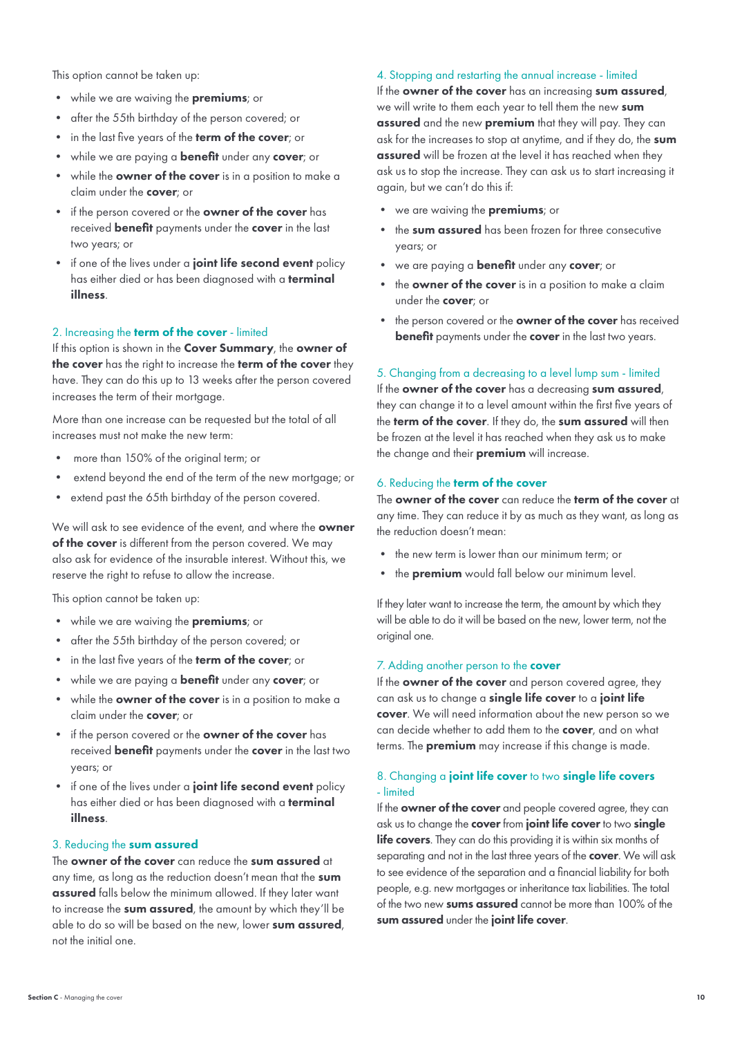This option cannot be taken up:

- while we are waiving the **premiums**; or
- after the 55th birthday of the person covered; or
- in the last five years of the **term of the cover**; or
- while we are paying a **benefit** under any **cover**; or
- while the **owner of the cover** is in a position to make a claim under the **cover**; or
- if the person covered or the **owner of the cover** has received **benefit** payments under the **cover** in the last two years; or
- if one of the lives under a **joint life second event** policy has either died or has been diagnosed with a **terminal illness**.

### 2. Increasing the **term of the cover** - limited

If this option is shown in the **Cover Summary**, the **owner of the cover** has the right to increase the **term of the cover** they have. They can do this up to 13 weeks after the person covered increases the term of their mortgage.

More than one increase can be requested but the total of all increases must not make the new term:

- more than 150% of the original term; or
- extend beyond the end of the term of the new mortgage; or
- extend past the 65th birthday of the person covered.

We will ask to see evidence of the event, and where the **owner of the cover** is different from the person covered. We may also ask for evidence of the insurable interest. Without this, we reserve the right to refuse to allow the increase.

This option cannot be taken up:

- while we are waiving the **premiums**; or
- after the 55th birthday of the person covered; or
- in the last five years of the **term of the cover**; or
- while we are paying a **benefit** under any **cover**; or
- while the **owner of the cover** is in a position to make a claim under the **cover**; or
- if the person covered or the **owner of the cover** has received **benefit** payments under the **cover** in the last two years; or
- if one of the lives under a **joint life second event** policy has either died or has been diagnosed with a **terminal illness**.

### 3. Reducing the **sum assured**

The **owner of the cover** can reduce the **sum assured** at any time, as long as the reduction doesn't mean that the **sum assured** falls below the minimum allowed. If they later want to increase the **sum assured**, the amount by which they'll be able to do so will be based on the new, lower **sum assured**, not the initial one.

### 4. Stopping and restarting the annual increase - limited

If the **owner of the cover** has an increasing **sum assured**, we will write to them each year to tell them the new **sum assured** and the new **premium** that they will pay. They can ask for the increases to stop at anytime, and if they do, the **sum assured** will be frozen at the level it has reached when they ask us to stop the increase. They can ask us to start increasing it again, but we can't do this if:

- we are waiving the **premiums**; or
- the **sum assured** has been frozen for three consecutive years; or
- we are paying a **benefit** under any **cover**; or
- the **owner of the cover** is in a position to make a claim under the **cover**; or
- the person covered or the **owner of the cover** has received **benefit** payments under the **cover** in the last two years.

### 5. Changing from a decreasing to a level lump sum - limited

If the **owner of the cover** has a decreasing **sum assured**, they can change it to a level amount within the first five years of the **term of the cover**. If they do, the **sum assured** will then be frozen at the level it has reached when they ask us to make the change and their **premium** will increase.

### 6. Reducing the **term of the cover**

The **owner of the cover** can reduce the **term of the cover** at any time. They can reduce it by as much as they want, as long as the reduction doesn't mean:

- the new term is lower than our minimum term; or
- the **premium** would fall below our minimum level.

If they later want to increase the term, the amount by which they will be able to do it will be based on the new, lower term, not the original one.

### 7. Adding another person to the **cover**

If the **owner of the cover** and person covered agree, they can ask us to change a **single life cover** to a **joint life cover**. We will need information about the new person so we can decide whether to add them to the **cover**, and on what terms. The **premium** may increase if this change is made.

### 8. Changing a **joint life cover** to two **single life covers** - limited

If the **owner of the cover** and people covered agree, they can ask us to change the **cover** from **joint life cover** to two **single life covers**. They can do this providing it is within six months of separating and not in the last three years of the **cover**. We will ask to see evidence of the separation and a financial liability for both people, e.g. new mortgages or inheritance tax liabilities. The total of the two new **sums assured** cannot be more than 100% of the **sum assured** under the **joint life cover**.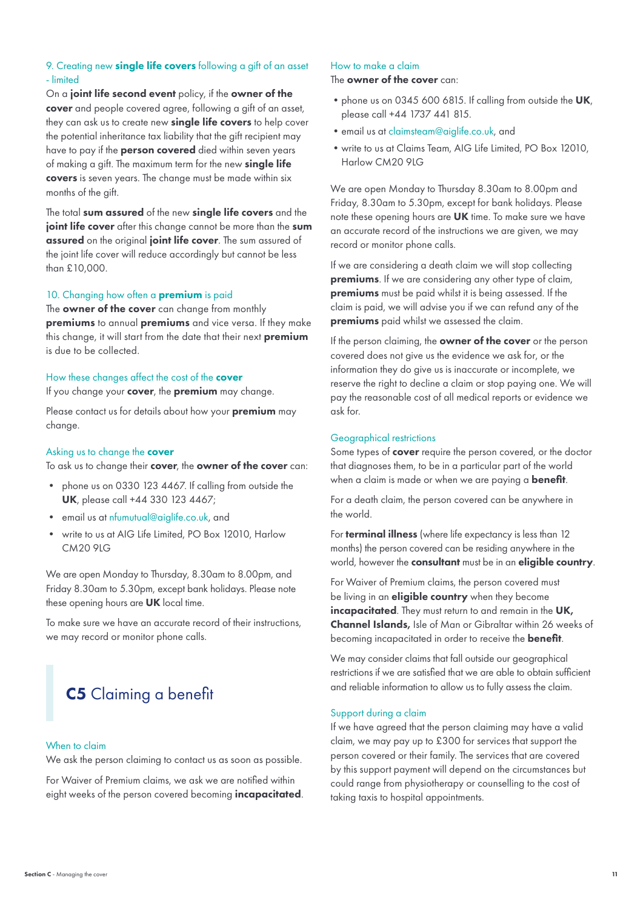### 9. Creating new **single life covers** following a gift of an asset - limited

On a **joint life second event** policy, if the **owner of the cover** and people covered agree, following a gift of an asset, they can ask us to create new **single life covers** to help cover the potential inheritance tax liability that the gift recipient may have to pay if the **person covered** died within seven years of making a gift. The maximum term for the new **single life covers** is seven years. The change must be made within six months of the gift.

The total **sum assured** of the new **single life covers** and the **joint life cover** after this change cannot be more than the **sum assured** on the original **joint life cover**. The sum assured of the joint life cover will reduce accordingly but cannot be less than £10,000.

### 10. Changing how often a **premium** is paid

The **owner of the cover** can change from monthly **premiums** to annual **premiums** and vice versa. If they make this change, it will start from the date that their next **premium** is due to be collected.

### How these changes affect the cost of the **cover**

If you change your **cover**, the **premium** may change.

Please contact us for details about how your **premium** may change.

### Asking us to change the **cover**

To ask us to change their **cover**, the **owner of the cover** can:

- phone us on 0330 123 4467. If calling from outside the **UK**, please call +44 330 123 4467;
- email us at nfumutual@aiglife.co.uk, and
- write to us at AIG Life Limited, PO Box 12010, Harlow CM20 9LG

We are open Monday to Thursday, 8.30am to 8.00pm, and Friday 8.30am to 5.30pm, except bank holidays. Please note these opening hours are **UK** local time.

To make sure we have an accurate record of their instructions, we may record or monitor phone calls.

## **C5** Claiming a benefit

### When to claim

We ask the person claiming to contact us as soon as possible.

For Waiver of Premium claims, we ask we are notified within eight weeks of the person covered becoming **incapacitated**.

### How to make a claim

The **owner of the cover** can:

- phone us on 0345 600 6815. If calling from outside the **UK**, please call +44 1737 441 815.
- email us at claimsteam@aiglife.co.uk, and
- write to us at Claims Team, AIG Life Limited, PO Box 12010, Harlow CM20 9LG

We are open Monday to Thursday 8.30am to 8.00pm and Friday, 8.30am to 5.30pm, except for bank holidays. Please note these opening hours are **UK** time. To make sure we have an accurate record of the instructions we are given, we may record or monitor phone calls.

If we are considering a death claim we will stop collecting **premiums**. If we are considering any other type of claim, **premiums** must be paid whilst it is being assessed. If the claim is paid, we will advise you if we can refund any of the **premiums** paid whilst we assessed the claim.

If the person claiming, the **owner of the cover** or the person covered does not give us the evidence we ask for, or the information they do give us is inaccurate or incomplete, we reserve the right to decline a claim or stop paying one. We will pay the reasonable cost of all medical reports or evidence we ask for.

### Geographical restrictions

Some types of **cover** require the person covered, or the doctor that diagnoses them, to be in a particular part of the world when a claim is made or when we are paying a **benefit**.

For a death claim, the person covered can be anywhere in the world.

For **terminal illness** (where life expectancy is less than 12 months) the person covered can be residing anywhere in the world, however the **consultant** must be in an **eligible country**.

For Waiver of Premium claims, the person covered must be living in an **eligible country** when they become **incapacitated**. They must return to and remain in the **UK, Channel Islands,** Isle of Man or Gibraltar within 26 weeks of becoming incapacitated in order to receive the **benefit**.

We may consider claims that fall outside our geographical restrictions if we are satisfied that we are able to obtain sufficient and reliable information to allow us to fully assess the claim.

### Support during a claim

If we have agreed that the person claiming may have a valid claim, we may pay up to £300 for services that support the person covered or their family. The services that are covered by this support payment will depend on the circumstances but could range from physiotherapy or counselling to the cost of taking taxis to hospital appointments.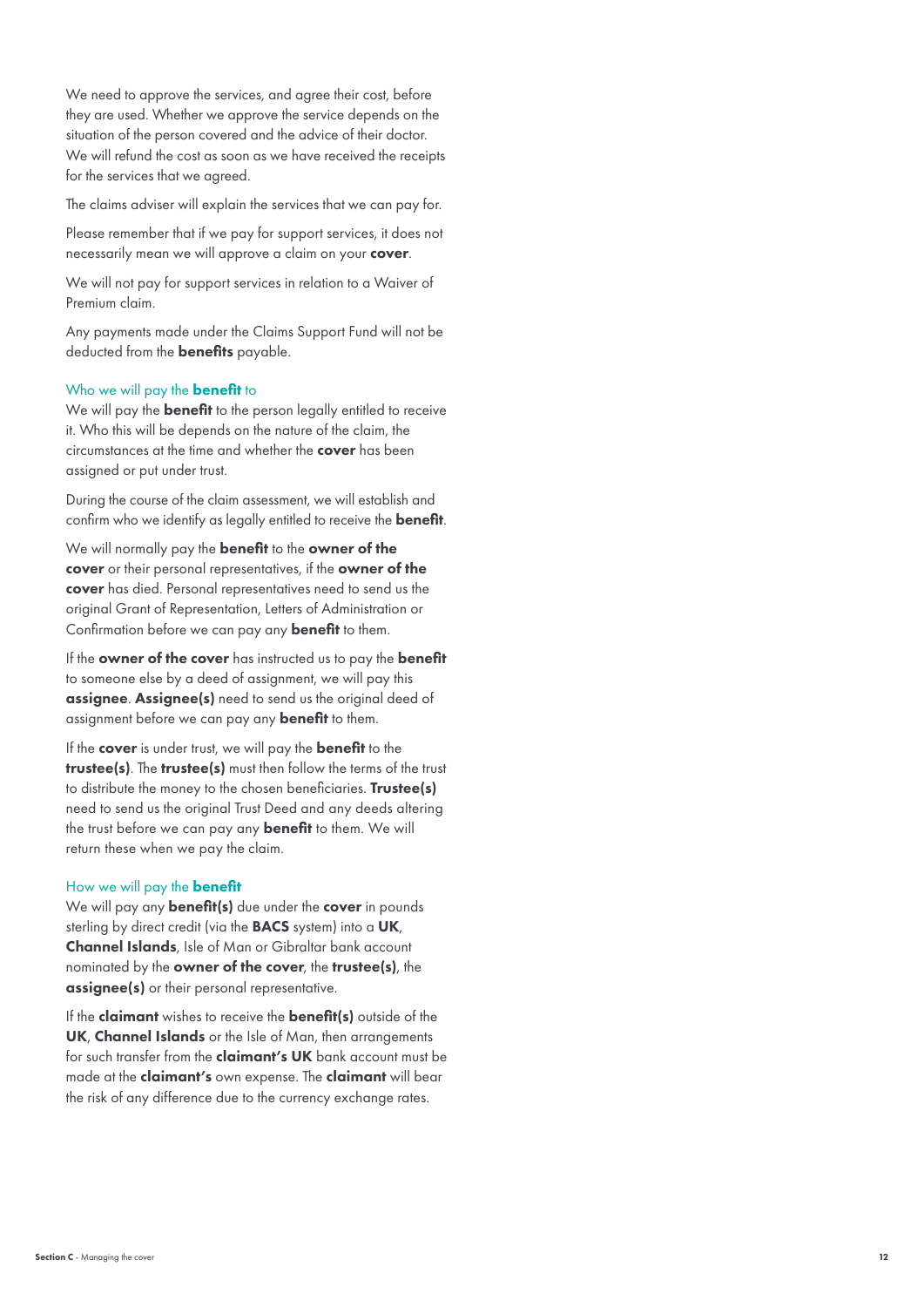We need to approve the services, and agree their cost, before they are used. Whether we approve the service depends on the situation of the person covered and the advice of their doctor. We will refund the cost as soon as we have received the receipts for the services that we agreed.

The claims adviser will explain the services that we can pay for.

Please remember that if we pay for support services, it does not necessarily mean we will approve a claim on your **cover**.

We will not pay for support services in relation to a Waiver of Premium claim.

Any payments made under the Claims Support Fund will not be deducted from the **benefits** payable.

### Who we will pay the **benefit** to

We will pay the **benefit** to the person legally entitled to receive it. Who this will be depends on the nature of the claim, the circumstances at the time and whether the **cover** has been assigned or put under trust.

During the course of the claim assessment, we will establish and confirm who we identify as legally entitled to receive the **benefit**.

We will normally pay the **benefit** to the **owner of the cover** or their personal representatives, if the **owner of the cover** has died. Personal representatives need to send us the original Grant of Representation, Letters of Administration or Confirmation before we can pay any **benefit** to them.

If the **owner of the cover** has instructed us to pay the **benefit** to someone else by a deed of assignment, we will pay this **assignee**. **Assignee(s)** need to send us the original deed of assignment before we can pay any **benefit** to them.

If the **cover** is under trust, we will pay the **benefit** to the **trustee(s)**. The **trustee(s)** must then follow the terms of the trust to distribute the money to the chosen beneficiaries. **Trustee(s)** need to send us the original Trust Deed and any deeds altering the trust before we can pay any **benefit** to them. We will return these when we pay the claim.

### How we will pay the **benefit**

We will pay any **benefit(s)** due under the **cover** in pounds sterling by direct credit (via the **BACS** system) into a **UK**, **Channel Islands**, Isle of Man or Gibraltar bank account nominated by the **owner of the cover**, the **trustee(s)**, the **assignee(s)** or their personal representative.

If the **claimant** wishes to receive the **benefit(s)** outside of the **UK**, **Channel Islands** or the Isle of Man, then arrangements for such transfer from the **claimant's UK** bank account must be made at the **claimant's** own expense. The **claimant** will bear the risk of any difference due to the currency exchange rates.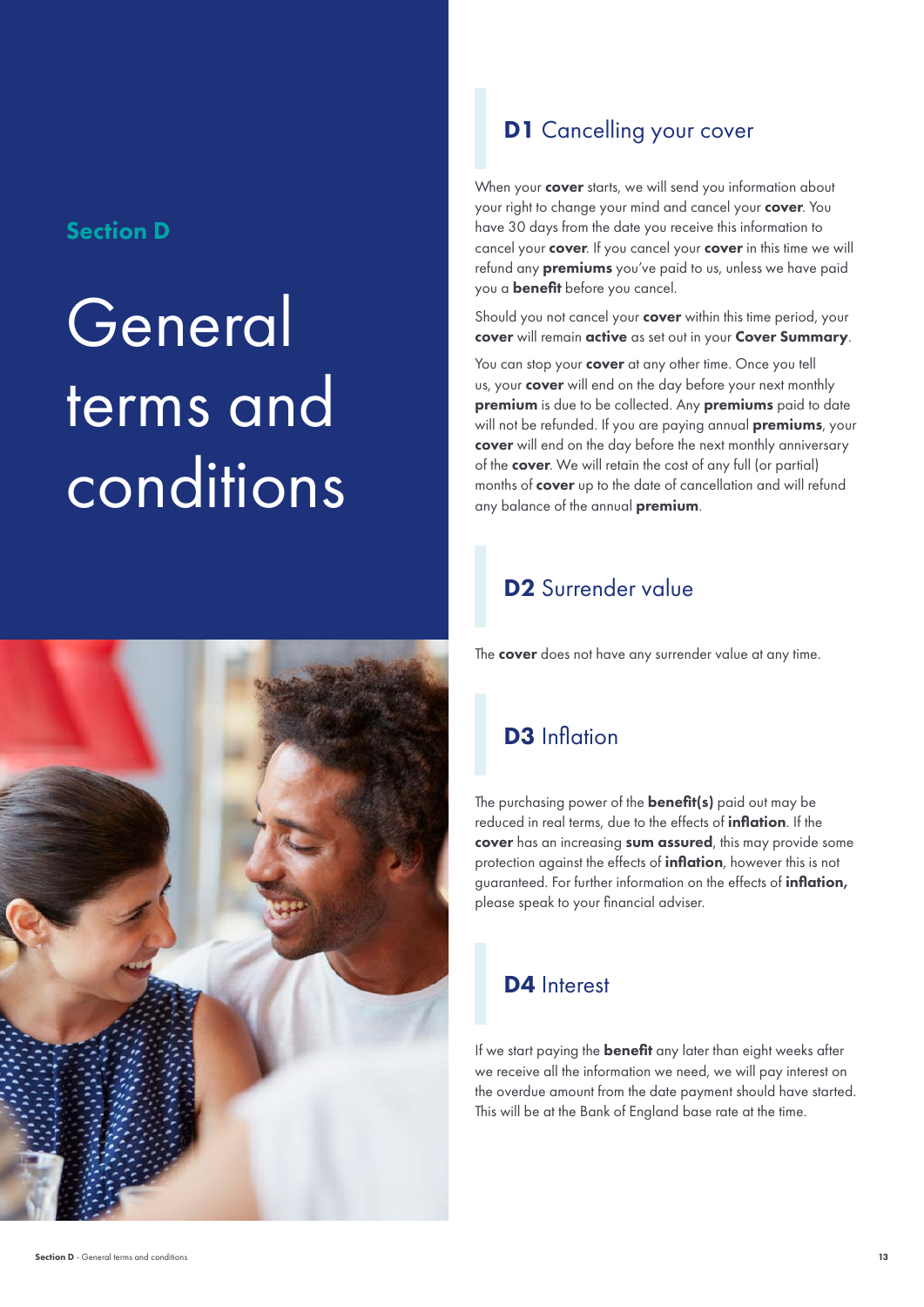## Section D

# General terms and conditions

## D1 Cancelling your cover

When your **cover** starts, we will send you information about your right to change your mind and cancel your **cover**. You have 30 days from the date you receive this information to cancel your **cover**. If you cancel your **cover** in this time we will refund any **premiums** you've paid to us, unless we have paid you a **benefit** before you cancel.

Should you not cancel your **cover** within this time period, your **cover** will remain **active** as set out in your **Cover Summary**.

You can stop your **cover** at any other time. Once you tell us, your **cover** will end on the day before your next monthly **premium** is due to be collected. Any **premiums** paid to date will not be refunded. If you are paying annual **premiums**, your **cover** will end on the day before the next monthly anniversary of the **cover**. We will retain the cost of any full (or partial) months of **cover** up to the date of cancellation and will refund any balance of the annual **premium**.

## D2 Surrender value

The **cover** does not have any surrender value at any time.

## D3 Inflation

The purchasing power of the **benefit(s)** paid out may be reduced in real terms, due to the effects of **inflation**. If the **cover** has an increasing **sum assured**, this may provide some protection against the effects of **inflation**, however this is not guaranteed. For further information on the effects of **inflation,** please speak to your financial adviser.

## D4 Interest

If we start paying the **benefit** any later than eight weeks after we receive all the information we need, we will pay interest on the overdue amount from the date payment should have started. This will be at the Bank of England base rate at the time.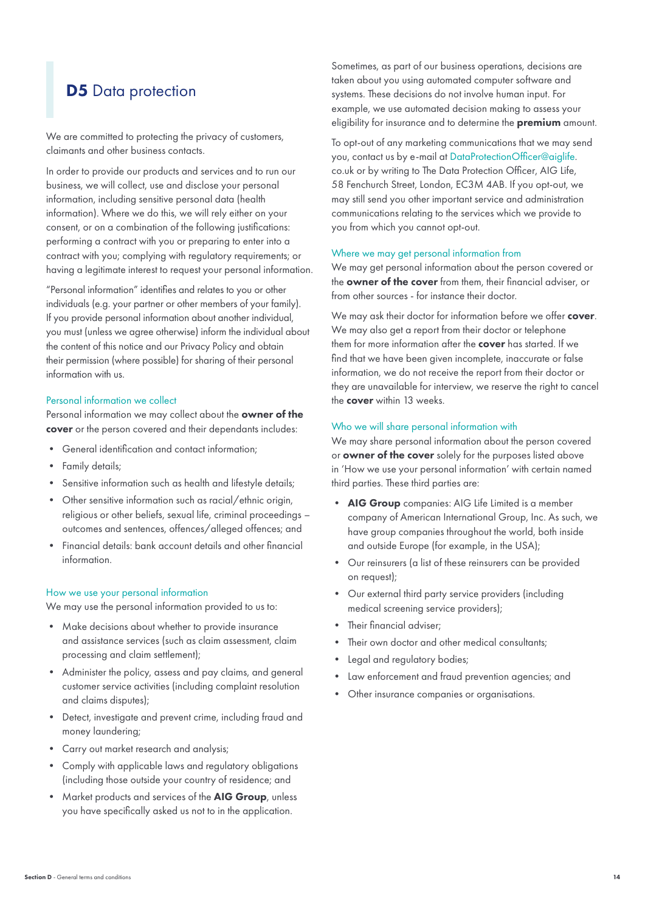## D5 Data protection

We are committed to protecting the privacy of customers, claimants and other business contacts.

In order to provide our products and services and to run our business, we will collect, use and disclose your personal information, including sensitive personal data (health information). Where we do this, we will rely either on your consent, or on a combination of the following justifications: performing a contract with you or preparing to enter into a contract with you; complying with regulatory requirements; or having a legitimate interest to request your personal information.

"Personal information" identifies and relates to you or other individuals (e.g. your partner or other members of your family). If you provide personal information about another individual, you must (unless we agree otherwise) inform the individual about the content of this notice and our Privacy Policy and obtain their permission (where possible) for sharing of their personal information with us.

### Personal information we collect

Personal information we may collect about the **owner of the cover** or the person covered and their dependants includes:

- General identification and contact information;
- Family details;
- Sensitive information such as health and lifestyle details;
- Other sensitive information such as racial/ethnic origin, religious or other beliefs, sexual life, criminal proceedings – outcomes and sentences, offences/alleged offences; and
- Financial details: bank account details and other financial information.

### How we use your personal information

We may use the personal information provided to us to:

- Make decisions about whether to provide insurance and assistance services (such as claim assessment, claim processing and claim settlement);
- Administer the policy, assess and pay claims, and general customer service activities (including complaint resolution and claims disputes);
- Detect, investigate and prevent crime, including fraud and money laundering;
- Carry out market research and analysis;
- Comply with applicable laws and regulatory obligations (including those outside your country of residence; and
- Market products and services of the **AIG Group**, unless you have specifically asked us not to in the application.

Sometimes, as part of our business operations, decisions are taken about you using automated computer software and systems. These decisions do not involve human input. For example, we use automated decision making to assess your eligibility for insurance and to determine the **premium** amount.

To opt-out of any marketing communications that we may send you, contact us by e-mail at DataProtectionOfficer@aiglife.co.uk or by writing to The Data Protection Officer, AIG Life, 58 Fenchurch Street, London, EC3M 4AB. If you opt-out, we may still send you other important service and administration communications relating to the services which we provide to you from which you cannot opt-out.

### Where we may get personal information from

We may get personal information about the person covered or the **owner of the cover** from them, their financial adviser, or from other sources - for instance their doctor.

We may ask their doctor for information before we offer **cover**. We may also get a report from their doctor or telephone them for more information after the **cover** has started. If we find that we have been given incomplete, inaccurate or false information, we do not receive the report from their doctor or they are unavailable for interview, we reserve the right to cancel the **cover** within 13 weeks.

### Who we will share personal information with

We may share personal information about the person covered or **owner of the cover** solely for the purposes listed above in 'How we use your personal information' with certain named third parties. These third parties are:

- **AIG Group** companies: AIG Life Limited is a member company of American International Group, Inc. As such, we have group companies throughout the world, both inside and outside Europe (for example, in the USA);
- Our reinsurers (a list of these reinsurers can be provided on request);
- Our external third party service providers (including medical screening service providers);
- Their financial adviser;
- Their own doctor and other medical consultants;
- Legal and regulatory bodies;
- Law enforcement and fraud prevention agencies; and
- Other insurance companies or organisations.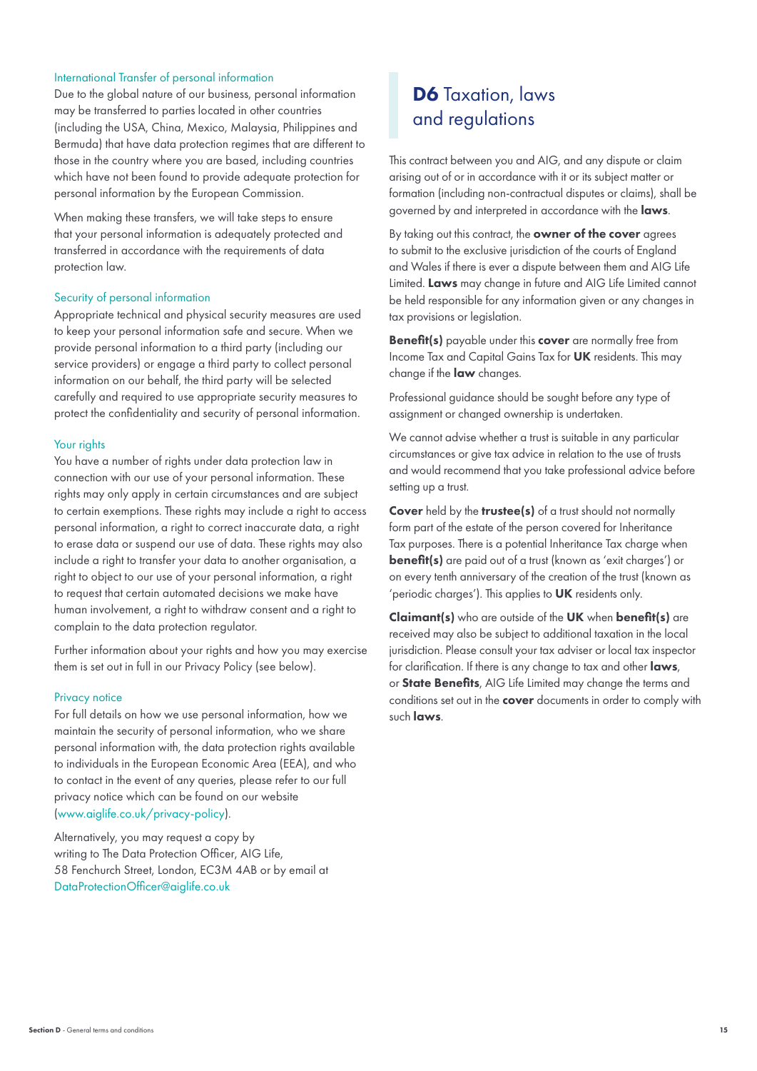### International Transfer of personal information

Due to the global nature of our business, personal information may be transferred to parties located in other countries (including the USA, China, Mexico, Malaysia, Philippines and Bermuda) that have data protection regimes that are different to those in the country where you are based, including countries which have not been found to provide adequate protection for personal information by the European Commission.

When making these transfers, we will take steps to ensure that your personal information is adequately protected and transferred in accordance with the requirements of data protection law.

### Security of personal information

Appropriate technical and physical security measures are used to keep your personal information safe and secure. When we provide personal information to a third party (including our service providers) or engage a third party to collect personal information on our behalf, the third party will be selected carefully and required to use appropriate security measures to protect the confidentiality and security of personal information.

### Your rights

You have a number of rights under data protection law in connection with our use of your personal information. These rights may only apply in certain circumstances and are subject to certain exemptions. These rights may include a right to access personal information, a right to correct inaccurate data, a right to erase data or suspend our use of data. These rights may also include a right to transfer your data to another organisation, a right to object to our use of your personal information, a right to request that certain automated decisions we make have human involvement, a right to withdraw consent and a right to complain to the data protection regulator.

Further information about your rights and how you may exercise them is set out in full in our Privacy Policy (see below).

### Privacy notice

For full details on how we use personal information, how we maintain the security of personal information, who we share personal information with, the data protection rights available to individuals in the European Economic Area (EEA), and who to contact in the event of any queries, please refer to our full privacy notice which can be found on our website (www.aiglife.co.uk/privacy-policy).

Alternatively, you may request a copy by writing to The Data Protection Officer, AIG Life, 58 Fenchurch Street, London, EC3M 4AB or by email at DataProtectionOfficer@aiglife.co.uk

## **D6** Taxation, laws and regulations

This contract between you and AIG, and any dispute or claim arising out of or in accordance with it or its subject matter or formation (including non-contractual disputes or claims), shall be governed by and interpreted in accordance with the **laws**.

By taking out this contract, the **owner of the cover** agrees to submit to the exclusive jurisdiction of the courts of England and Wales if there is ever a dispute between them and AIG Life Limited. **Laws** may change in future and AIG Life Limited cannot be held responsible for any information given or any changes in tax provisions or legislation.

**Benefit(s)** payable under this **cover** are normally free from Income Tax and Capital Gains Tax for **UK** residents. This may change if the **law** changes.

Professional guidance should be sought before any type of assignment or changed ownership is undertaken.

We cannot advise whether a trust is suitable in any particular circumstances or give tax advice in relation to the use of trusts and would recommend that you take professional advice before setting up a trust.

**Cover** held by the **trustee(s)** of a trust should not normally form part of the estate of the person covered for Inheritance Tax purposes. There is a potential Inheritance Tax charge when **benefit(s)** are paid out of a trust (known as 'exit charges') or on every tenth anniversary of the creation of the trust (known as 'periodic charges'). This applies to **UK** residents only.

**Claimant(s)** who are outside of the **UK** when **benefit(s)** are received may also be subject to additional taxation in the local jurisdiction. Please consult your tax adviser or local tax inspector for clarification. If there is any change to tax and other **laws**, or **State Benefits**, AIG Life Limited may change the terms and conditions set out in the **cover** documents in order to comply with such **laws**.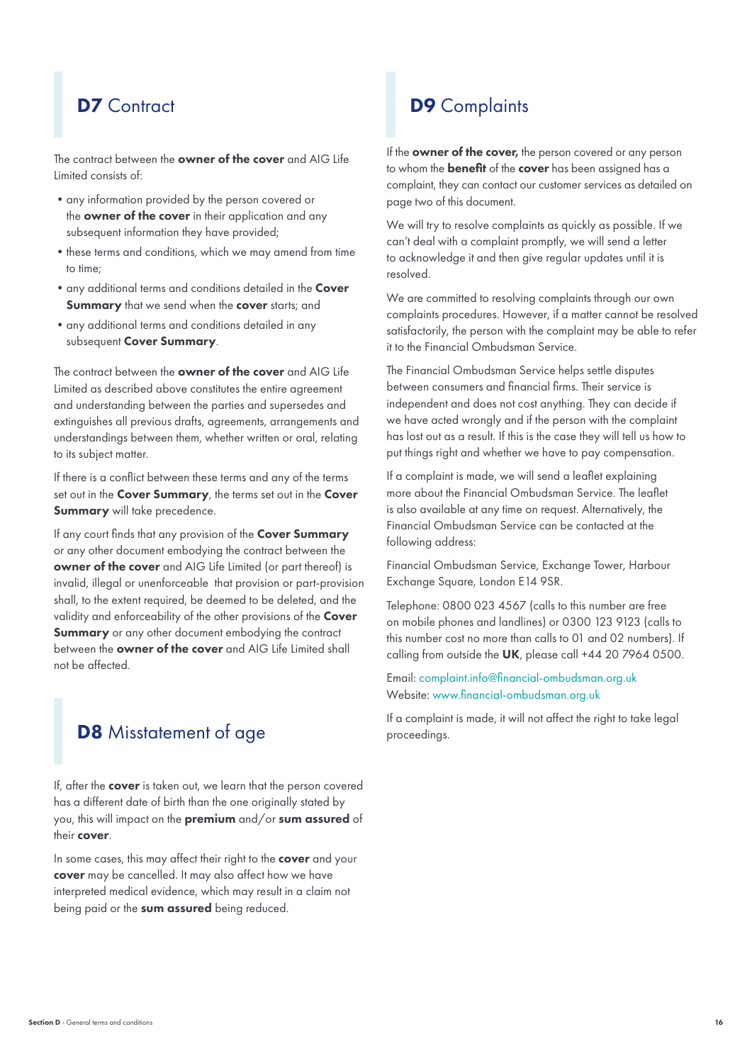## **D7** Contract

The contract between the **owner of the cover** and AIG Life Limited consists of:

- any information provided by the person covered or the **owner of the cover** in their application and any subsequent information they have provided;
- these terms and conditions, which we may amend from time to time;
- any additional terms and conditions detailed in the **Cover Summary** that we send when the **cover** starts; and
- any additional terms and conditions detailed in any subsequent **Cover Summary**.

The contract between the **owner of the cover** and AIG Life Limited as described above constitutes the entire agreement and understanding between the parties and supersedes and extinguishes all previous drafts, agreements, arrangements and understandings between them, whether written or oral, relating to its subject matter.

If there is a conflict between these terms and any of the terms set out in the **Cover Summary**, the terms set out in the **Cover Summary** will take precedence.

If any court finds that any provision of the **Cover Summary** or any other document embodying the contract between the **owner of the cover** and AIG Life Limited (or part thereof) is invalid, illegal or unenforceable that provision or part-provision shall, to the extent required, be deemed to be deleted, and the validity and enforceability of the other provisions of the **Cover Summary** or any other document embodying the contract between the **owner of the cover** and AIG Life Limited shall not be affected.

## **D8** Misstatement of age

If, after the **cover** is taken out, we learn that the person covered has a different date of birth than the one originally stated by you, this will impact on the **premium** and/or **sum assured** of their **cover**.

In some cases, this may affect their right to the **cover** and your **cover** may be cancelled. It may also affect how we have interpreted medical evidence, which may result in a claim not being paid or the **sum assured** being reduced.

## **D9** Complaints

If the **owner of the cover,** the person covered or any person to whom the **benefit** of the **cover** has been assigned has a complaint, they can contact our customer services as detailed on page two of this document.

We will try to resolve complaints as quickly as possible. If we can't deal with a complaint promptly, we will send a letter to acknowledge it and then give regular updates until it is resolved.

We are committed to resolving complaints through our own complaints procedures. However, if a matter cannot be resolved satisfactorily, the person with the complaint may be able to refer it to the Financial Ombudsman Service.

The Financial Ombudsman Service helps settle disputes between consumers and financial firms. Their service is independent and does not cost anything. They can decide if we have acted wrongly and if the person with the complaint has lost out as a result. If this is the case they will tell us how to put things right and whether we have to pay compensation.

If a complaint is made, we will send a leaflet explaining more about the Financial Ombudsman Service. The leaflet is also available at any time on request. Alternatively, the Financial Ombudsman Service can be contacted at the following address:

Financial Ombudsman Service, Exchange Tower, Harbour Exchange Square, London E14 9SR.

Telephone: 0800 023 4567 (calls to this number are free on mobile phones and landlines) or 0300 123 9123 (calls to this number cost no more than calls to 01 and 02 numbers). If calling from outside the **UK**, please call +44 20 7964 0500.

Email: complaint.info@financial-ombudsman.org.uk
Website: www.financial-ombudsman.org.uk

If a complaint is made, it will not affect the right to take legal proceedings.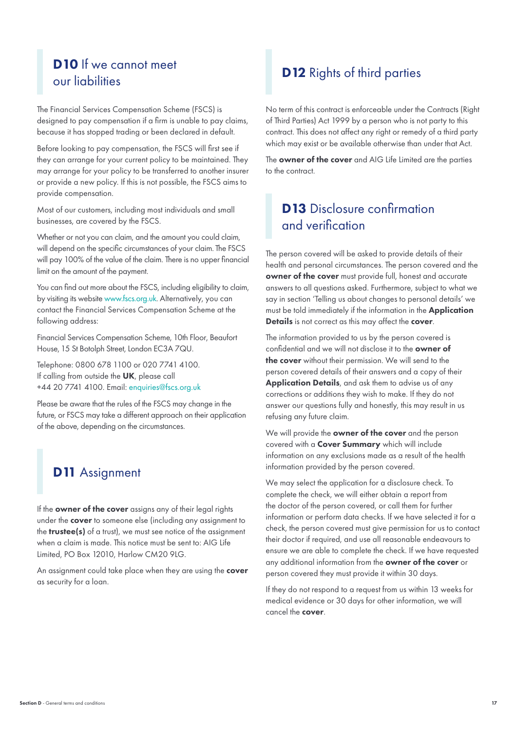## **D10** If we cannot meet our liabilities

The Financial Services Compensation Scheme (FSCS) is designed to pay compensation if a firm is unable to pay claims, because it has stopped trading or been declared in default.

Before looking to pay compensation, the FSCS will first see if they can arrange for your current policy to be maintained. They may arrange for your policy to be transferred to another insurer or provide a new policy. If this is not possible, the FSCS aims to provide compensation.

Most of our customers, including most individuals and small businesses, are covered by the FSCS.

Whether or not you can claim, and the amount you could claim, will depend on the specific circumstances of your claim. The FSCS will pay 100% of the value of the claim. There is no upper financial limit on the amount of the payment.

You can find out more about the FSCS, including eligibility to claim, by visiting its website www.fscs.org.uk. Alternatively, you can contact the Financial Services Compensation Scheme at the following address:

Financial Services Compensation Scheme, 10th Floor, Beaufort House, 15 St Botolph Street, London EC3A 7QU.

Telephone: 0800 678 1100 or 020 7741 4100.
If calling from outside the **UK**, please call +44 20 7741 4100. Email: enquiries@fscs.org.uk

Please be aware that the rules of the FSCS may change in the future, or FSCS may take a different approach on their application of the above, depending on the circumstances.

## **D11** Assignment

If the **owner of the cover** assigns any of their legal rights under the **cover** to someone else (including any assignment to the **trustee(s)** of a trust), we must see notice of the assignment when a claim is made. This notice must be sent to: AIG Life Limited, PO Box 12010, Harlow CM20 9LG.

An assignment could take place when they are using the **cover** as security for a loan.

## **D12** Rights of third parties

No term of this contract is enforceable under the Contracts (Right of Third Parties) Act 1999 by a person who is not party to this contract. This does not affect any right or remedy of a third party which may exist or be available otherwise than under that Act.

The **owner of the cover** and AIG Life Limited are the parties to the contract.

## **D13** Disclosure confirmation and verification

The person covered will be asked to provide details of their health and personal circumstances. The person covered and the **owner of the cover** must provide full, honest and accurate answers to all questions asked. Furthermore, subject to what we say in section 'Telling us about changes to personal details' we must be told immediately if the information in the **Application Details** is not correct as this may affect the **cover**.

The information provided to us by the person covered is confidential and we will not disclose it to the **owner of the cover** without their permission. We will send to the person covered details of their answers and a copy of their **Application Details**, and ask them to advise us of any corrections or additions they wish to make. If they do not answer our questions fully and honestly, this may result in us refusing any future claim.

We will provide the **owner of the cover** and the person covered with a **Cover Summary** which will include information on any exclusions made as a result of the health information provided by the person covered.

We may select the application for a disclosure check. To complete the check, we will either obtain a report from the doctor of the person covered, or call them for further information or perform data checks. If we have selected it for a check, the person covered must give permission for us to contact their doctor if required, and use all reasonable endeavours to ensure we are able to complete the check. If we have requested any additional information from the **owner of the cover** or person covered they must provide it within 30 days.

If they do not respond to a request from us within 13 weeks for medical evidence or 30 days for other information, we will cancel the **cover**.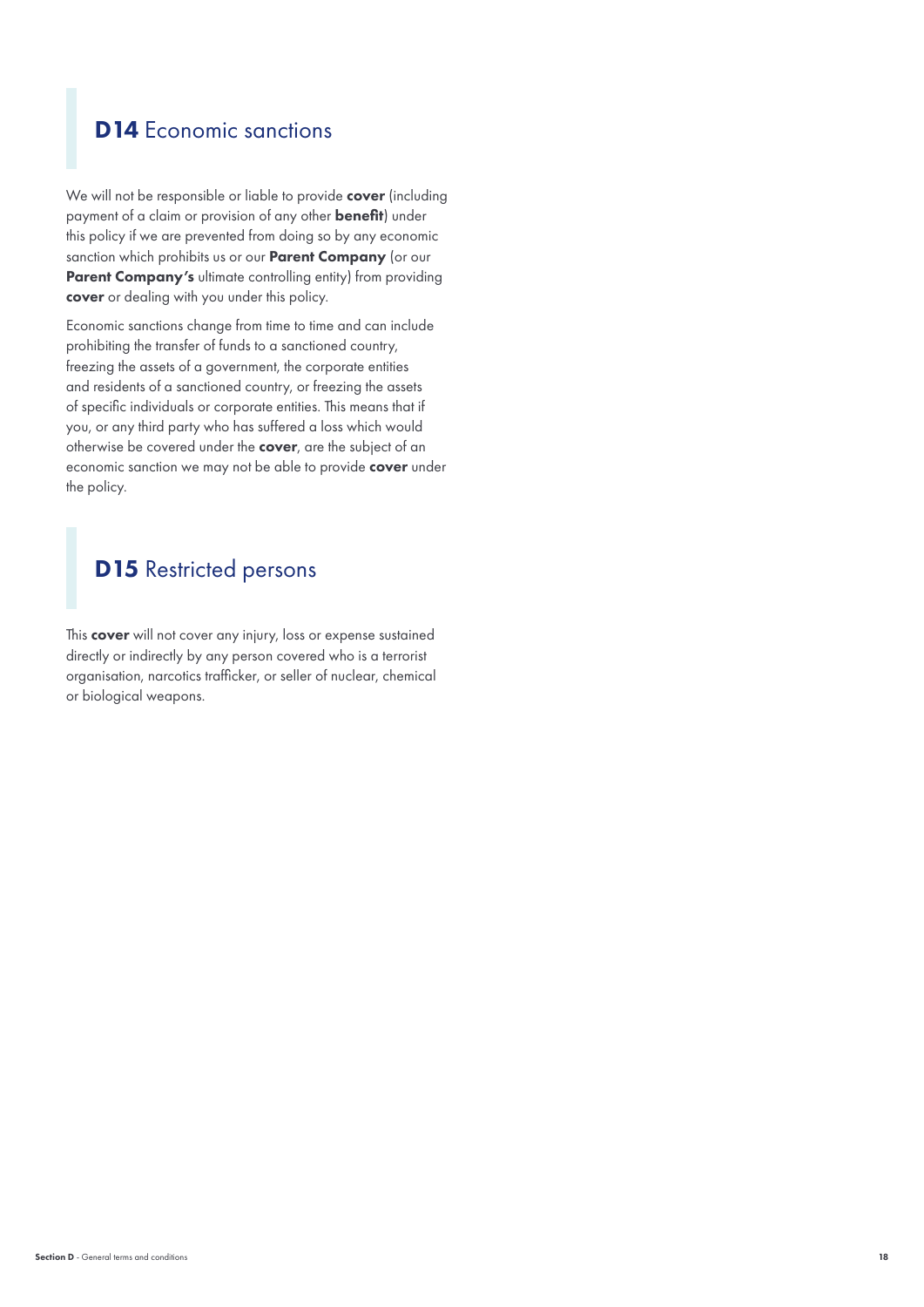## **D14** Economic sanctions

We will not be responsible or liable to provide **cover** (including payment of a claim or provision of any other **benefit**) under this policy if we are prevented from doing so by any economic sanction which prohibits us or our **Parent Company** (or our **Parent Company's** ultimate controlling entity) from providing **cover** or dealing with you under this policy.

Economic sanctions change from time to time and can include prohibiting the transfer of funds to a sanctioned country, freezing the assets of a government, the corporate entities and residents of a sanctioned country, or freezing the assets of specific individuals or corporate entities. This means that if you, or any third party who has suffered a loss which would otherwise be covered under the **cover**, are the subject of an economic sanction we may not be able to provide **cover** under the policy.

## **D15** Restricted persons

This **cover** will not cover any injury, loss or expense sustained directly or indirectly by any person covered who is a terrorist organisation, narcotics trafficker, or seller of nuclear, chemical or biological weapons.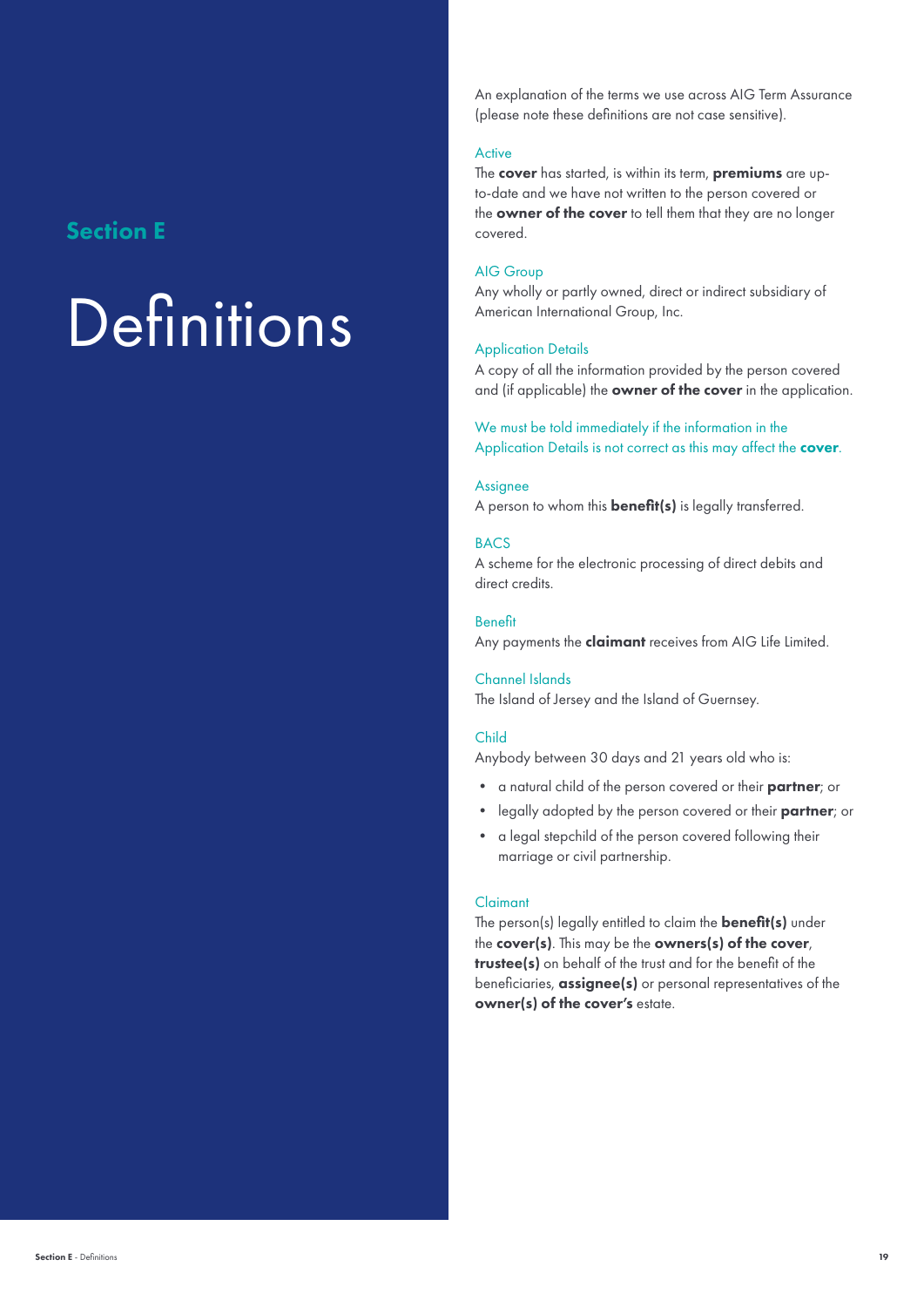## Section E

# Definitions

An explanation of the terms we use across AIG Term Assurance (please note these definitions are not case sensitive).

### Active

The **cover** has started, is within its term, **premiums** are up-to-date and we have not written to the person covered or the **owner of the cover** to tell them that they are no longer covered.

### AIG Group

Any wholly or partly owned, direct or indirect subsidiary of American International Group, Inc.

### Application Details

A copy of all the information provided by the person covered and (if applicable) the **owner of the cover** in the application.

We must be told immediately if the information in the Application Details is not correct as this may affect the **cover**.

### Assignee

A person to whom this **benefit(s)** is legally transferred.

### BACS

A scheme for the electronic processing of direct debits and direct credits.

### Benefit

Any payments the **claimant** receives from AIG Life Limited.

### Channel Islands

The Island of Jersey and the Island of Guernsey.

### Child

Anybody between 30 days and 21 years old who is:

- a natural child of the person covered or their **partner**; or
- legally adopted by the person covered or their **partner**; or
- a legal stepchild of the person covered following their marriage or civil partnership.

### Claimant

The person(s) legally entitled to claim the **benefit(s)** under the **cover(s)**. This may be the **owners(s) of the cover**, **trustee(s)** on behalf of the trust and for the benefit of the beneficiaries, **assignee(s)** or personal representatives of the **owner(s) of the cover's** estate.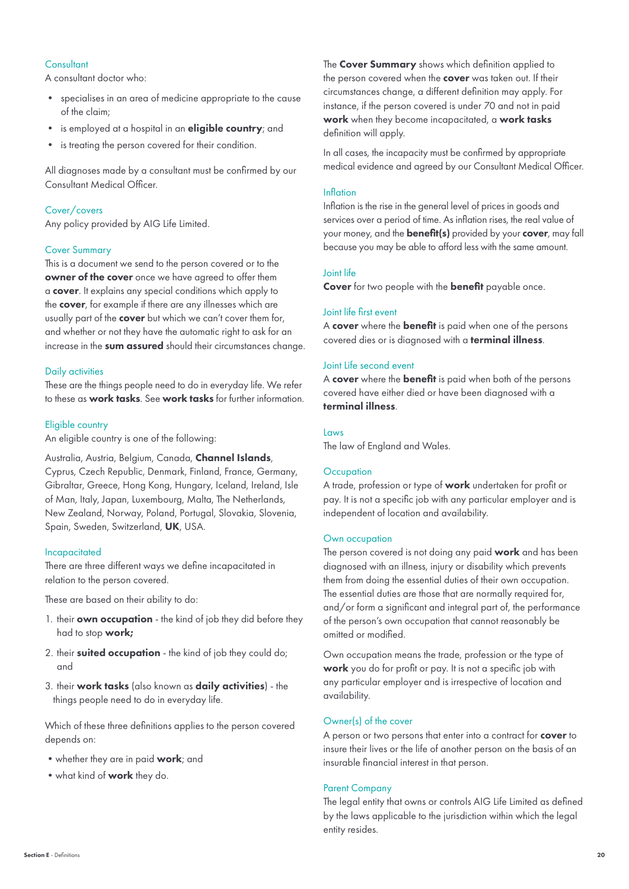### Consultant

A consultant doctor who:

- specialises in an area of medicine appropriate to the cause of the claim;
- is employed at a hospital in an **eligible country**; and
- is treating the person covered for their condition.

All diagnoses made by a consultant must be confirmed by our Consultant Medical Officer.

### Cover/covers

Any policy provided by AIG Life Limited.

### Cover Summary

This is a document we send to the person covered or to the **owner of the cover** once we have agreed to offer them a **cover**. It explains any special conditions which apply to the **cover**, for example if there are any illnesses which are usually part of the **cover** but which we can't cover them for, and whether or not they have the automatic right to ask for an increase in the **sum assured** should their circumstances change.

### Daily activities

These are the things people need to do in everyday life. We refer to these as **work tasks**. See **work tasks** for further information.

### Eligible country

An eligible country is one of the following:

Australia, Austria, Belgium, Canada, **Channel Islands**, Cyprus, Czech Republic, Denmark, Finland, France, Germany, Gibraltar, Greece, Hong Kong, Hungary, Iceland, Ireland, Isle of Man, Italy, Japan, Luxembourg, Malta, The Netherlands, New Zealand, Norway, Poland, Portugal, Slovakia, Slovenia, Spain, Sweden, Switzerland, **UK**, USA.

### Incapacitated

There are three different ways we define incapacitated in relation to the person covered.

These are based on their ability to do:

1. their **own occupation** - the kind of job they did before they had to stop **work;**
2. their **suited occupation** - the kind of job they could do; and
3. their **work tasks** (also known as **daily activities**) - the things people need to do in everyday life.

Which of these three definitions applies to the person covered depends on:

- whether they are in paid **work**; and
- what kind of **work** they do.

The **Cover Summary** shows which definition applied to the person covered when the **cover** was taken out. If their circumstances change, a different definition may apply. For instance, if the person covered is under 70 and not in paid **work** when they become incapacitated, a **work tasks** definition will apply.

In all cases, the incapacity must be confirmed by appropriate medical evidence and agreed by our Consultant Medical Officer.

### Inflation

Inflation is the rise in the general level of prices in goods and services over a period of time. As inflation rises, the real value of your money, and the **benefit(s)** provided by your **cover**, may fall because you may be able to afford less with the same amount.

### Joint life

**Cover** for two people with the **benefit** payable once.

### Joint life first event

A **cover** where the **benefit** is paid when one of the persons covered dies or is diagnosed with a **terminal illness**.

### Joint Life second event

A **cover** where the **benefit** is paid when both of the persons covered have either died or have been diagnosed with a **terminal illness**.

### Laws

The law of England and Wales.

### Occupation

A trade, profession or type of **work** undertaken for profit or pay. It is not a specific job with any particular employer and is independent of location and availability.

### Own occupation

The person covered is not doing any paid **work** and has been diagnosed with an illness, injury or disability which prevents them from doing the essential duties of their own occupation. The essential duties are those that are normally required for, and/or form a significant and integral part of, the performance of the person's own occupation that cannot reasonably be omitted or modified.

Own occupation means the trade, profession or the type of **work** you do for profit or pay. It is not a specific job with any particular employer and is irrespective of location and availability.

### Owner(s) of the cover

A person or two persons that enter into a contract for **cover** to insure their lives or the life of another person on the basis of an insurable financial interest in that person.

### Parent Company

The legal entity that owns or controls AIG Life Limited as defined by the laws applicable to the jurisdiction within which the legal entity resides.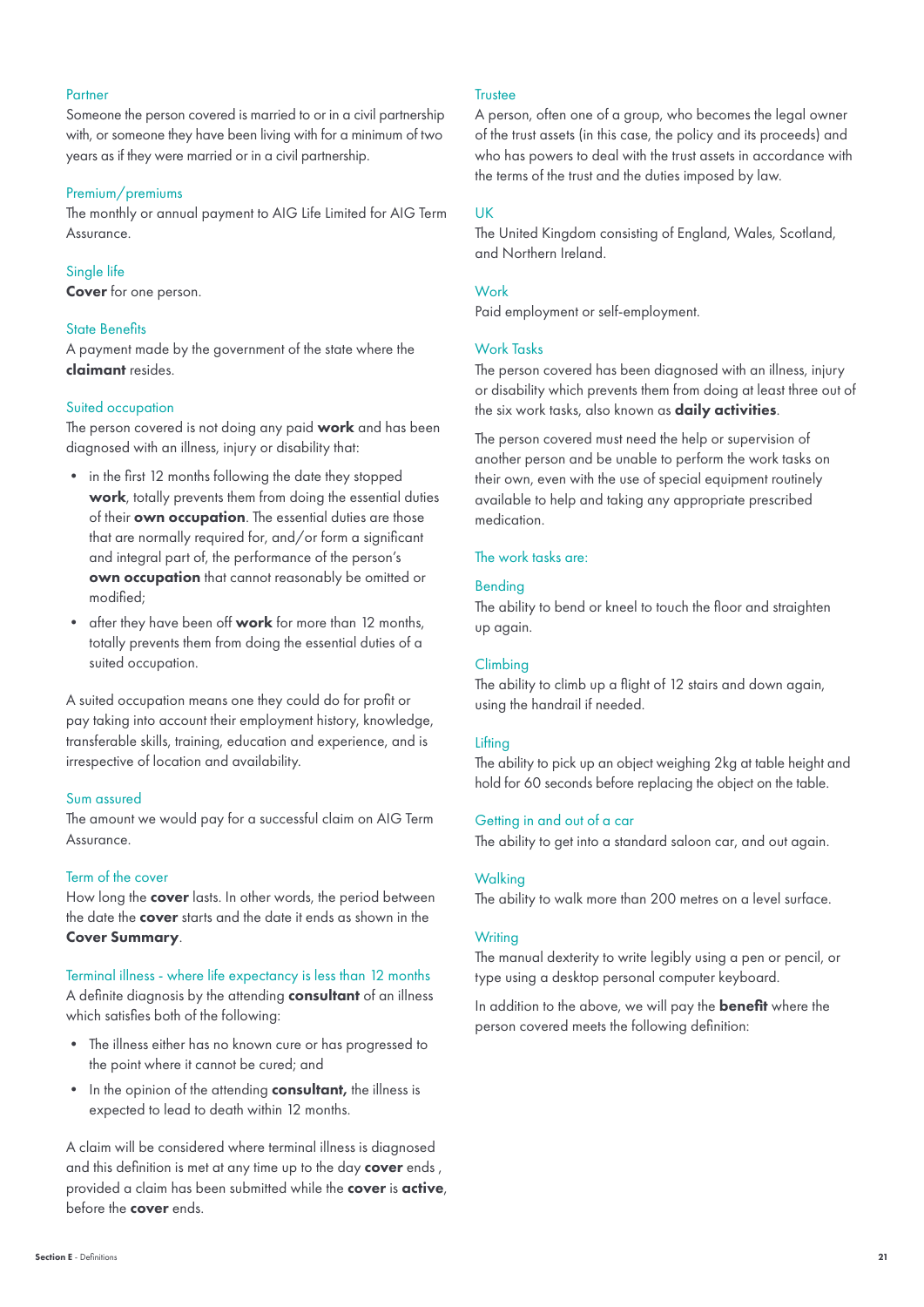### Partner

Someone the person covered is married to or in a civil partnership with, or someone they have been living with for a minimum of two years as if they were married or in a civil partnership.

### Premium/premiums

The monthly or annual payment to AIG Life Limited for AIG Term Assurance.

### Single life

**Cover** for one person.

### State Benefits

A payment made by the government of the state where the **claimant** resides.

### Suited occupation

The person covered is not doing any paid **work** and has been diagnosed with an illness, injury or disability that:

- in the first 12 months following the date they stopped **work**, totally prevents them from doing the essential duties of their **own occupation**. The essential duties are those that are normally required for, and/or form a significant and integral part of, the performance of the person's **own occupation** that cannot reasonably be omitted or modified;
- after they have been off **work** for more than 12 months, totally prevents them from doing the essential duties of a suited occupation.

A suited occupation means one they could do for profit or pay taking into account their employment history, knowledge, transferable skills, training, education and experience, and is irrespective of location and availability.

### Sum assured

The amount we would pay for a successful claim on AIG Term Assurance.

### Term of the cover

How long the **cover** lasts. In other words, the period between the date the **cover** starts and the date it ends as shown in the **Cover Summary**.

### Terminal illness - where life expectancy is less than 12 months

A definite diagnosis by the attending **consultant** of an illness which satisfies both of the following:

- The illness either has no known cure or has progressed to the point where it cannot be cured; and
- In the opinion of the attending **consultant,** the illness is expected to lead to death within 12 months.

A claim will be considered where terminal illness is diagnosed and this definition is met at any time up to the day **cover** ends , provided a claim has been submitted while the **cover** is **active**, before the **cover** ends.

### Trustee

A person, often one of a group, who becomes the legal owner of the trust assets (in this case, the policy and its proceeds) and who has powers to deal with the trust assets in accordance with the terms of the trust and the duties imposed by law.

### UK

The United Kingdom consisting of England, Wales, Scotland, and Northern Ireland.

### Work

Paid employment or self-employment.

### Work Tasks

The person covered has been diagnosed with an illness, injury or disability which prevents them from doing at least three out of the six work tasks, also known as **daily activities**.

The person covered must need the help or supervision of another person and be unable to perform the work tasks on their own, even with the use of special equipment routinely available to help and taking any appropriate prescribed medication.

#### The work tasks are:

#### Bending

The ability to bend or kneel to touch the floor and straighten up again.

#### Climbing

The ability to climb up a flight of 12 stairs and down again, using the handrail if needed.

#### Lifting

The ability to pick up an object weighing 2kg at table height and hold for 60 seconds before replacing the object on the table.

#### Getting in and out of a car

The ability to get into a standard saloon car, and out again.

#### Walking

The ability to walk more than 200 metres on a level surface.

#### Writing

The manual dexterity to write legibly using a pen or pencil, or type using a desktop personal computer keyboard.

In addition to the above, we will pay the **benefit** where the person covered meets the following definition: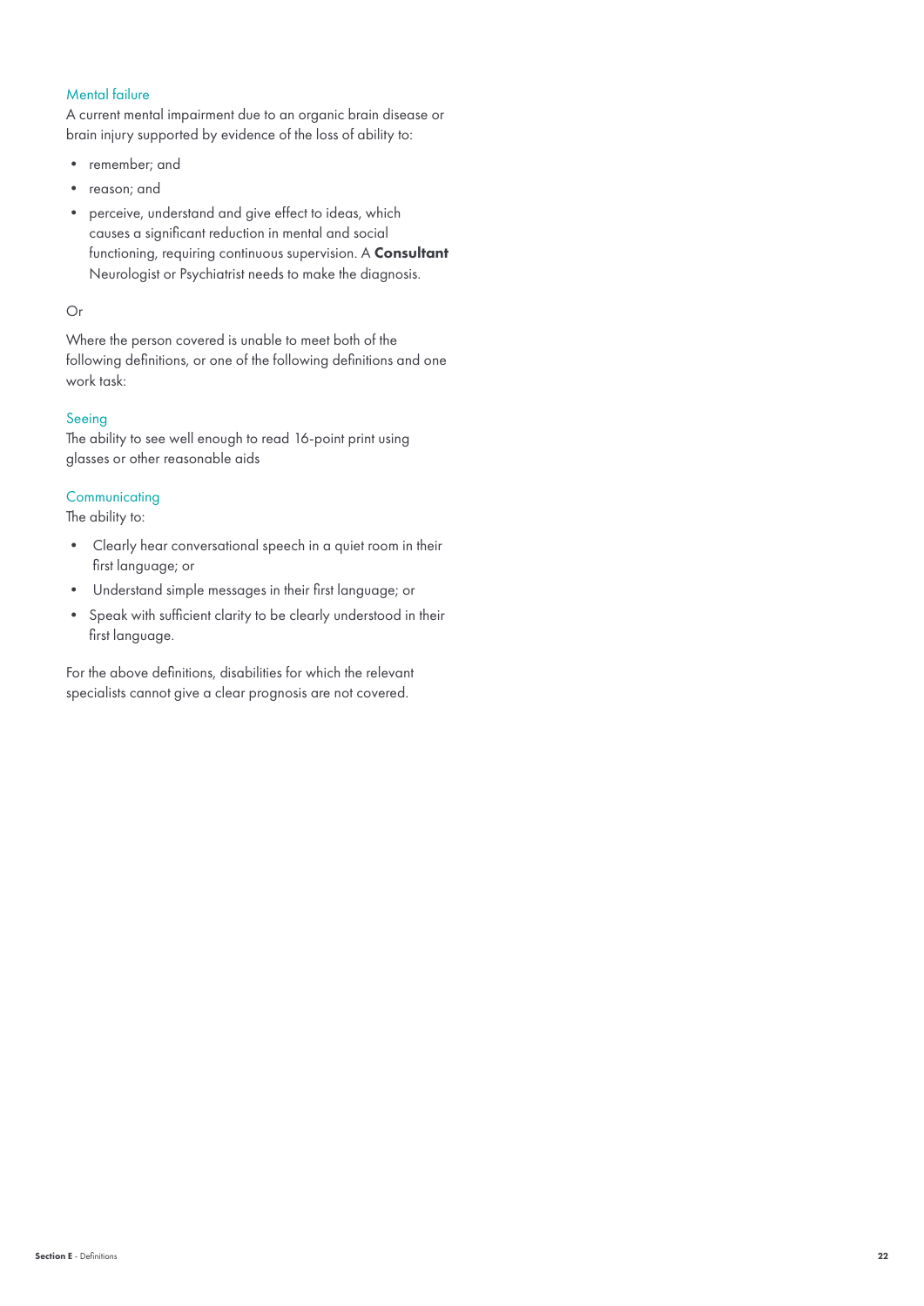### Mental failure

A current mental impairment due to an organic brain disease or brain injury supported by evidence of the loss of ability to:

- remember; and
- reason; and
- perceive, understand and give effect to ideas, which causes a significant reduction in mental and social functioning, requiring continuous supervision. A **Consultant** Neurologist or Psychiatrist needs to make the diagnosis.

Or

Where the person covered is unable to meet both of the following definitions, or one of the following definitions and one work task:

### Seeing

The ability to see well enough to read 16-point print using glasses or other reasonable aids

### Communicating

The ability to:

- Clearly hear conversational speech in a quiet room in their first language; or
- Understand simple messages in their first language; or
- Speak with sufficient clarity to be clearly understood in their first language.

For the above definitions, disabilities for which the relevant specialists cannot give a clear prognosis are not covered.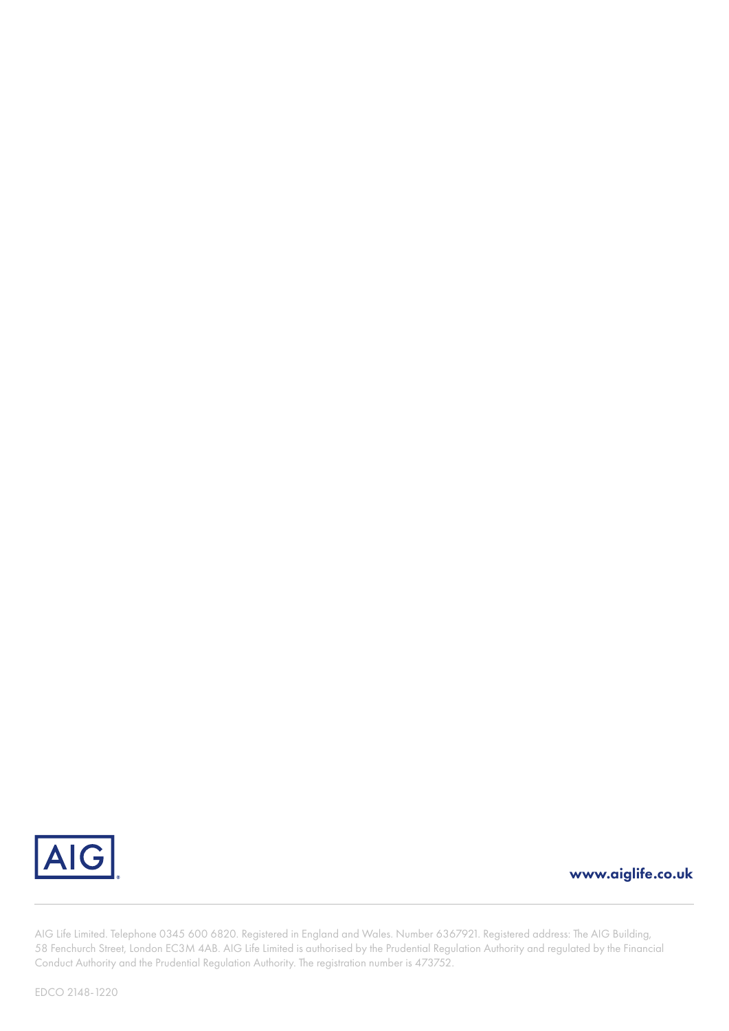AIG

**www.aiglife.co.uk**

AIG Life Limited. Telephone 0345 600 6820. Registered in England and Wales. Number 6367921. Registered address: The AIG Building, 58 Fenchurch Street, London EC3M 4AB. AIG Life Limited is authorised by the Prudential Regulation Authority and regulated by the Financial Conduct Authority and the Prudential Regulation Authority. The registration number is 473752.

EDCO 2148-1220